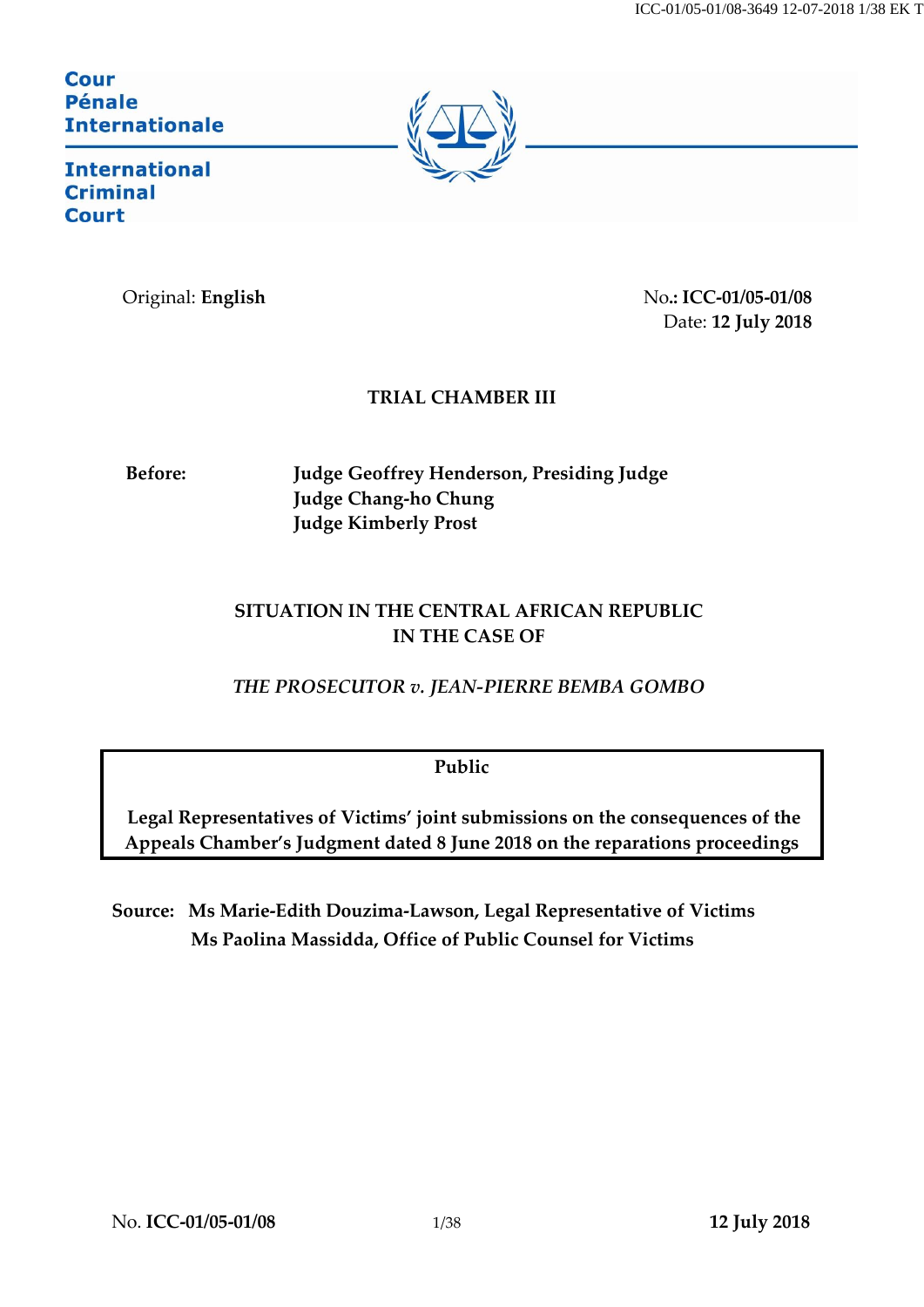Cour Pénale Internationale

International Criminal Court

Original: **English**

No.: **ICC-01/05-01/08**
Date: **12 July 2018**

**TRIAL CHAMBER III**

**Before:** **Judge Geoffrey Henderson, Presiding Judge**
**Judge Chang-ho Chung**
**Judge Kimberly Prost**

**SITUATION IN THE CENTRAL AFRICAN REPUBLIC**
**IN THE CASE OF**

***THE PROSECUTOR v. JEAN-PIERRE BEMBA GOMBO***

**Public**

**Legal Representatives of Victims' joint submissions on the consequences of the Appeals Chamber's Judgment dated 8 June 2018 on the reparations proceedings**

**Source:** **Ms Marie-Edith Douzima-Lawson, Legal Representative of Victims**
**Ms Paolina Massidda, Office of Public Counsel for Victims**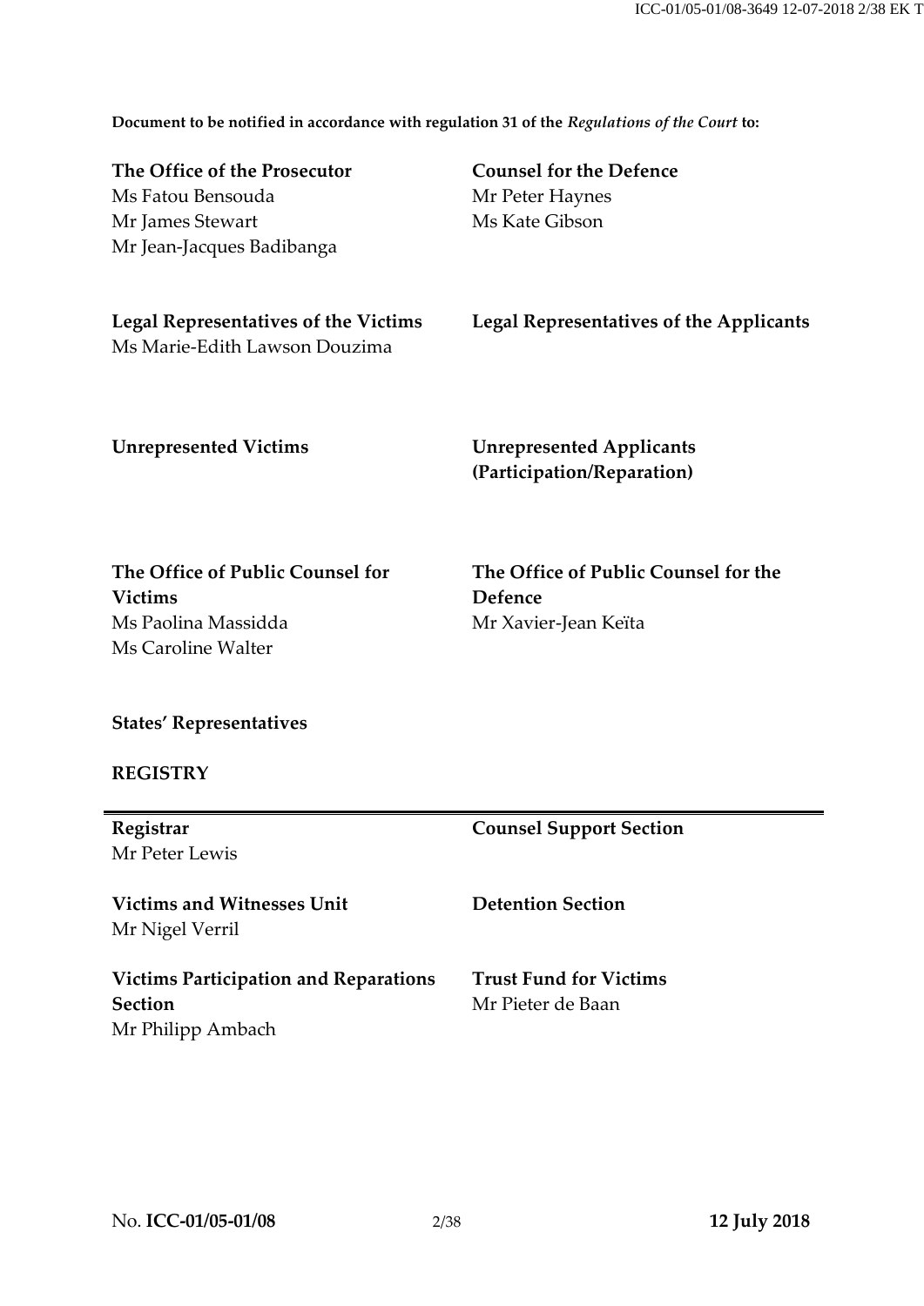**Document to be notified in accordance with regulation 31 of the *Regulations of the Court* to:**

| | |
|---|---|
| **The Office of the Prosecutor**<br>Ms Fatou Bensouda<br>Mr James Stewart<br>Mr Jean-Jacques Badibanga | **Counsel for the Defence**<br>Mr Peter Haynes<br>Ms Kate Gibson |
| **Legal Representatives of the Victims**<br>Ms Marie-Edith Lawson Douzima | **Legal Representatives of the Applicants** |
| **Unrepresented Victims** | **Unrepresented Applicants (Participation/Reparation)** |
| **The Office of Public Counsel for Victims**<br>Ms Paolina Massidda<br>Ms Caroline Walter | **The Office of Public Counsel for the Defence**<br>Mr Xavier-Jean Keïta |
| **States' Representatives** | |

**REGISTRY**

| | |
|---|---|
| **Registrar**<br>Mr Peter Lewis | **Counsel Support Section** |
| **Victims and Witnesses Unit**<br>Mr Nigel Verril | **Detention Section** |
| **Victims Participation and Reparations Section**<br>Mr Philipp Ambach | **Trust Fund for Victims**<br>Mr Pieter de Baan |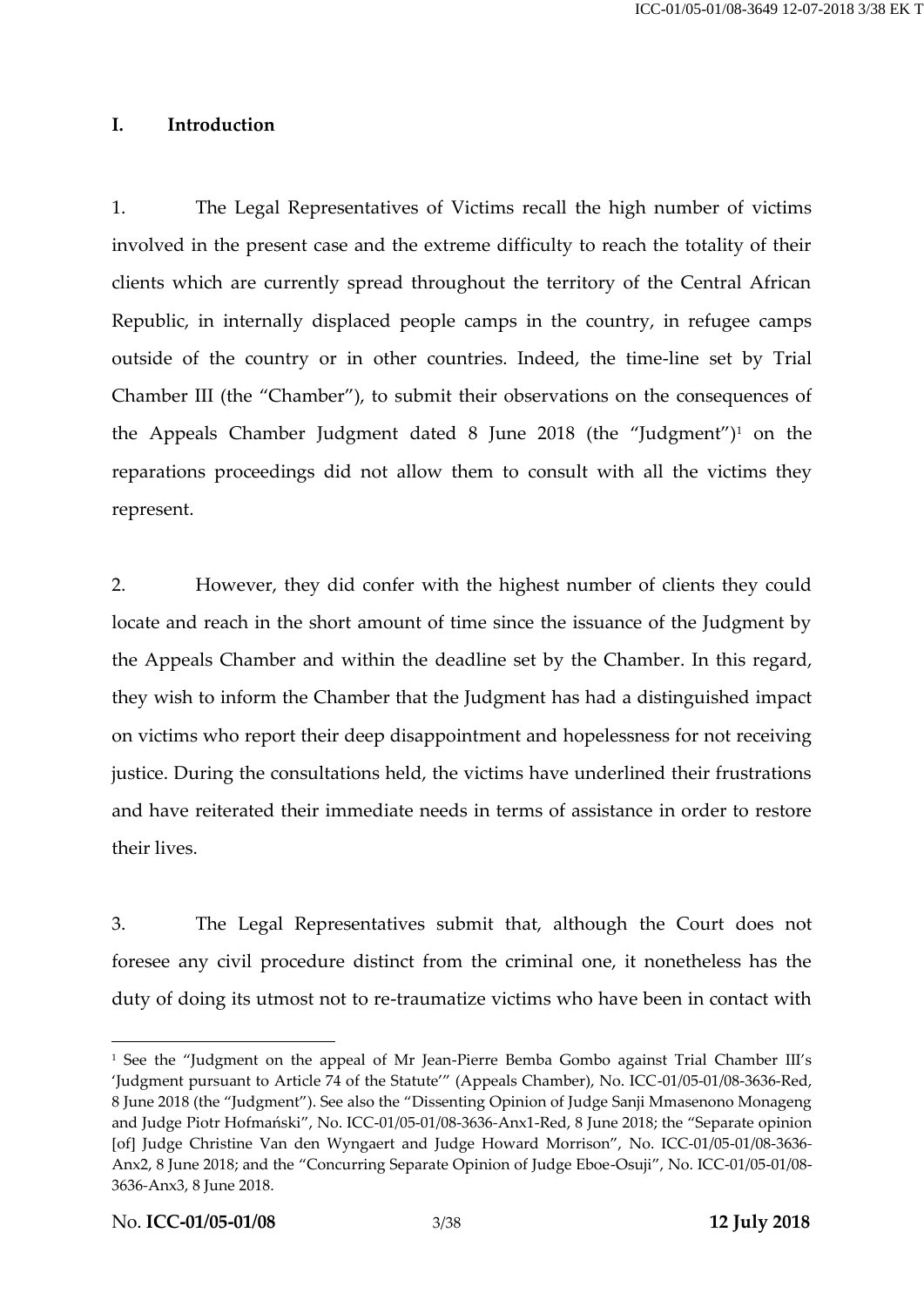## I. Introduction

1. The Legal Representatives of Victims recall the high number of victims involved in the present case and the extreme difficulty to reach the totality of their clients which are currently spread throughout the territory of the Central African Republic, in internally displaced people camps in the country, in refugee camps outside of the country or in other countries. Indeed, the time-line set by Trial Chamber III (the "Chamber"), to submit their observations on the consequences of the Appeals Chamber Judgment dated 8 June 2018 (the "Judgment")[1] on the reparations proceedings did not allow them to consult with all the victims they represent.

2. However, they did confer with the highest number of clients they could locate and reach in the short amount of time since the issuance of the Judgment by the Appeals Chamber and within the deadline set by the Chamber. In this regard, they wish to inform the Chamber that the Judgment has had a distinguished impact on victims who report their deep disappointment and hopelessness for not receiving justice. During the consultations held, the victims have underlined their frustrations and have reiterated their immediate needs in terms of assistance in order to restore their lives.

3. The Legal Representatives submit that, although the Court does not foresee any civil procedure distinct from the criminal one, it nonetheless has the duty of doing its utmost not to re-traumatize victims who have been in contact with

[1] See the "Judgment on the appeal of Mr Jean-Pierre Bemba Gombo against Trial Chamber III's 'Judgment pursuant to Article 74 of the Statute'" (Appeals Chamber), No. ICC-01/05-01/08-3636-Red, 8 June 2018 (the "Judgment"). See also the "Dissenting Opinion of Judge Sanji Mmasenono Monageng and Judge Piotr Hofmański", No. ICC-01/05-01/08-3636-Anx1-Red, 8 June 2018; the "Separate opinion [of] Judge Christine Van den Wyngaert and Judge Howard Morrison", No. ICC-01/05-01/08-3636-Anx2, 8 June 2018; and the "Concurring Separate Opinion of Judge Eboe-Osuji", No. ICC-01/05-01/08-3636-Anx3, 8 June 2018.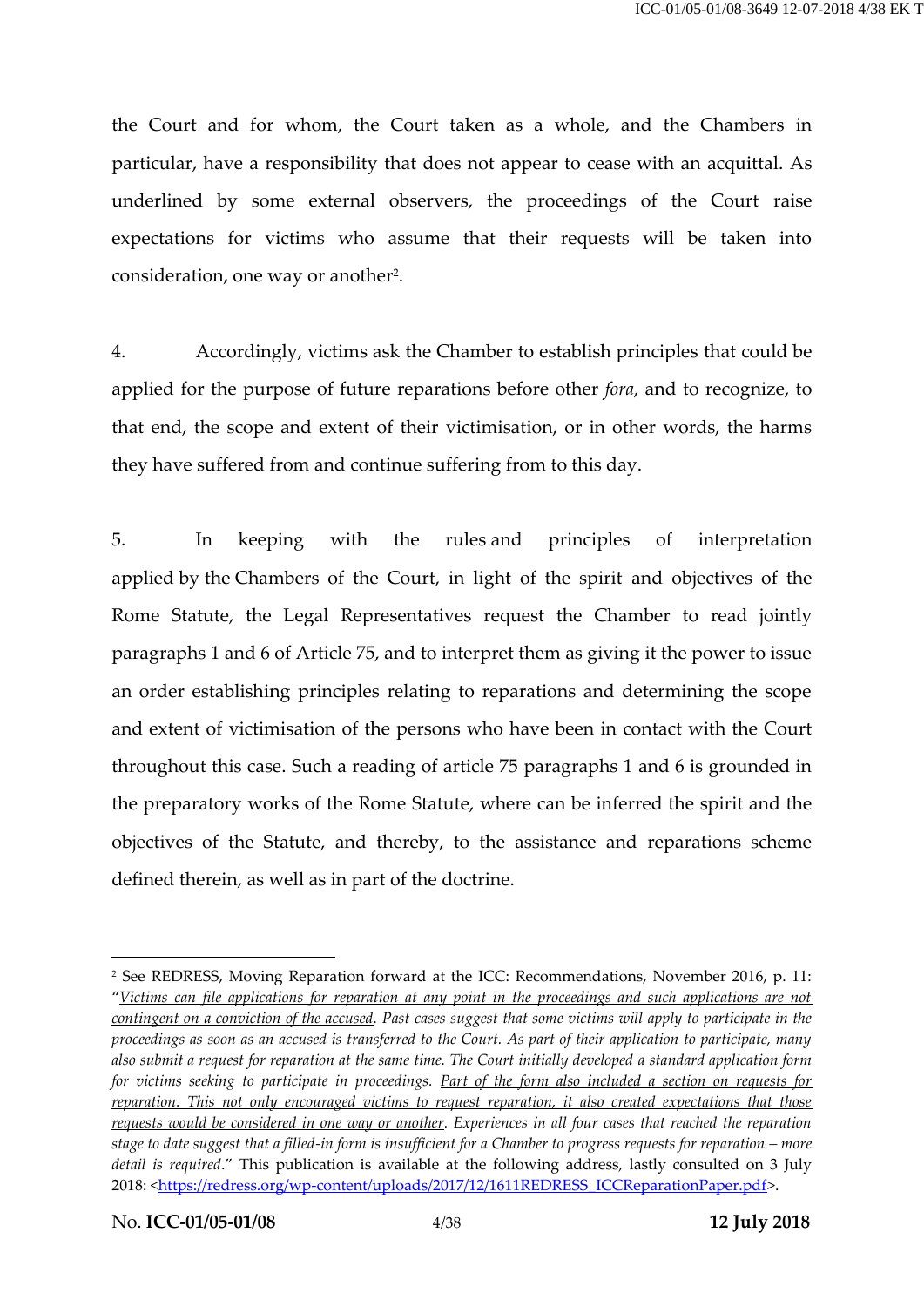the Court and for whom, the Court taken as a whole, and the Chambers in particular, have a responsibility that does not appear to cease with an acquittal. As underlined by some external observers, the proceedings of the Court raise expectations for victims who assume that their requests will be taken into consideration, one way or another[2].

4. Accordingly, victims ask the Chamber to establish principles that could be applied for the purpose of future reparations before other *fora*, and to recognize, to that end, the scope and extent of their victimisation, or in other words, the harms they have suffered from and continue suffering from to this day.

5. In keeping with the rules and principles of interpretation applied by the Chambers of the Court, in light of the spirit and objectives of the Rome Statute, the Legal Representatives request the Chamber to read jointly paragraphs 1 and 6 of Article 75, and to interpret them as giving it the power to issue an order establishing principles relating to reparations and determining the scope and extent of victimisation of the persons who have been in contact with the Court throughout this case. Such a reading of article 75 paragraphs 1 and 6 is grounded in the preparatory works of the Rome Statute, where can be inferred the spirit and the objectives of the Statute, and thereby, to the assistance and reparations scheme defined therein, as well as in part of the doctrine.

---

[2] See REDRESS, Moving Reparation forward at the ICC: Recommendations, November 2016, p. 11: "*<u>Victims can file applications for reparation at any point in the proceedings and such applications are not contingent on a conviction of the accused</u>. Past cases suggest that some victims will apply to participate in the proceedings as soon as an accused is transferred to the Court. As part of their application to participate, many also submit a request for reparation at the same time. The Court initially developed a standard application form for victims seeking to participate in proceedings. <u>Part of the form also included a section on requests for reparation. This not only encouraged victims to request reparation, it also created expectations that those requests would be considered in one way or another</u>. Experiences in all four cases that reached the reparation stage to date suggest that a filled-in form is insufficient for a Chamber to progress requests for reparation – more detail is required*." This publication is available at the following address, lastly consulted on 3 July 2018: <https://redress.org/wp-content/uploads/2017/12/1611REDRESS_ICCReparationPaper.pdf>.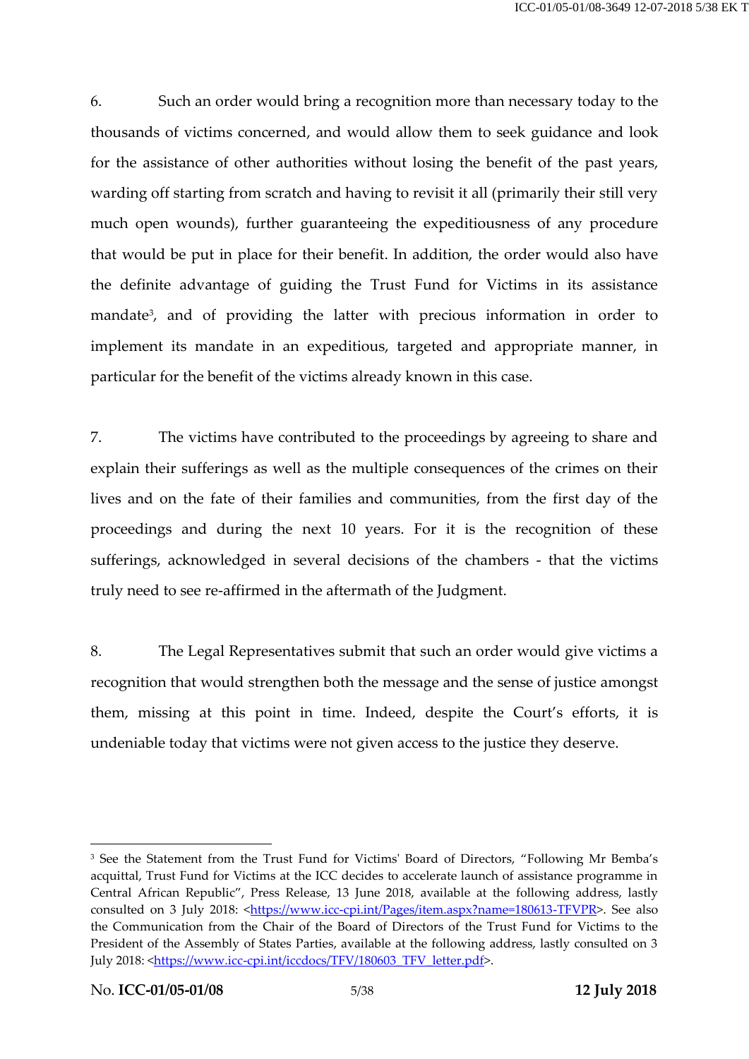6. Such an order would bring a recognition more than necessary today to the thousands of victims concerned, and would allow them to seek guidance and look for the assistance of other authorities without losing the benefit of the past years, warding off starting from scratch and having to revisit it all (primarily their still very much open wounds), further guaranteeing the expeditiousness of any procedure that would be put in place for their benefit. In addition, the order would also have the definite advantage of guiding the Trust Fund for Victims in its assistance mandate[3], and of providing the latter with precious information in order to implement its mandate in an expeditious, targeted and appropriate manner, in particular for the benefit of the victims already known in this case.

7. The victims have contributed to the proceedings by agreeing to share and explain their sufferings as well as the multiple consequences of the crimes on their lives and on the fate of their families and communities, from the first day of the proceedings and during the next 10 years. For it is the recognition of these sufferings, acknowledged in several decisions of the chambers - that the victims truly need to see re-affirmed in the aftermath of the Judgment.

8. The Legal Representatives submit that such an order would give victims a recognition that would strengthen both the message and the sense of justice amongst them, missing at this point in time. Indeed, despite the Court's efforts, it is undeniable today that victims were not given access to the justice they deserve.

---

[3] See the Statement from the Trust Fund for Victims' Board of Directors, "Following Mr Bemba's acquittal, Trust Fund for Victims at the ICC decides to accelerate launch of assistance programme in Central African Republic", Press Release, 13 June 2018, available at the following address, lastly consulted on 3 July 2018: <https://www.icc-cpi.int/Pages/item.aspx?name=180613-TFVPR>. See also the Communication from the Chair of the Board of Directors of the Trust Fund for Victims to the President of the Assembly of States Parties, available at the following address, lastly consulted on 3 July 2018: <https://www.icc-cpi.int/iccdocs/TFV/180603_TFV_letter.pdf>.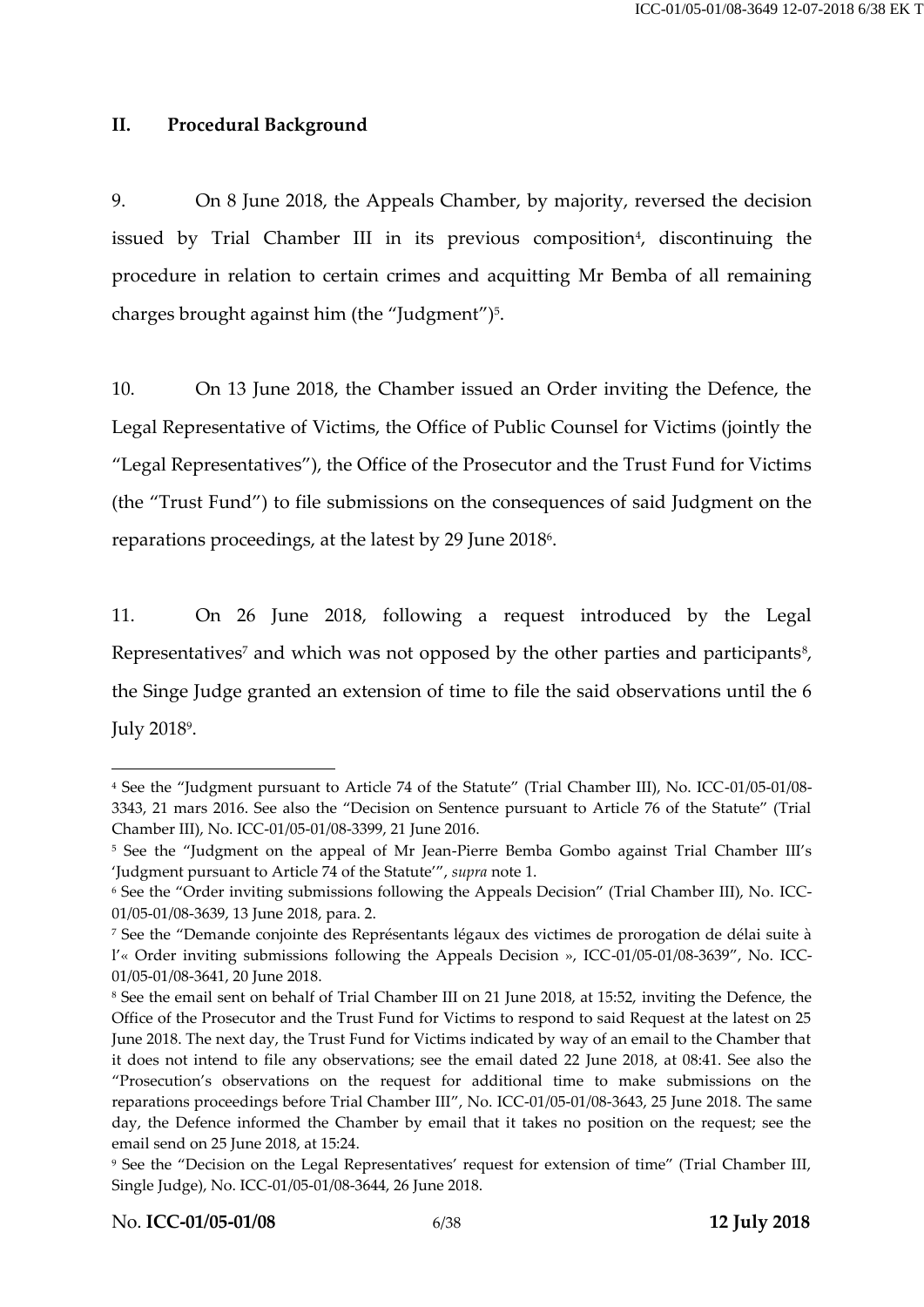## II. Procedural Background

9. On 8 June 2018, the Appeals Chamber, by majority, reversed the decision issued by Trial Chamber III in its previous composition[4], discontinuing the procedure in relation to certain crimes and acquitting Mr Bemba of all remaining charges brought against him (the "Judgment")[5].

10. On 13 June 2018, the Chamber issued an Order inviting the Defence, the Legal Representative of Victims, the Office of Public Counsel for Victims (jointly the "Legal Representatives"), the Office of the Prosecutor and the Trust Fund for Victims (the "Trust Fund") to file submissions on the consequences of said Judgment on the reparations proceedings, at the latest by 29 June 2018[6].

11. On 26 June 2018, following a request introduced by the Legal Representatives[7] and which was not opposed by the other parties and participants[8], the Singe Judge granted an extension of time to file the said observations until the 6 July 2018[9].

---

[4] See the "Judgment pursuant to Article 74 of the Statute" (Trial Chamber III), No. ICC-01/05-01/08-3343, 21 mars 2016. See also the "Decision on Sentence pursuant to Article 76 of the Statute" (Trial Chamber III), No. ICC-01/05-01/08-3399, 21 June 2016.

[5] See the "Judgment on the appeal of Mr Jean-Pierre Bemba Gombo against Trial Chamber III's 'Judgment pursuant to Article 74 of the Statute'", *supra* note 1.

[6] See the "Order inviting submissions following the Appeals Decision" (Trial Chamber III), No. ICC-01/05-01/08-3639, 13 June 2018, para. 2.

[7] See the "Demande conjointe des Représentants légaux des victimes de prorogation de délai suite à l'« Order inviting submissions following the Appeals Decision », ICC-01/05-01/08-3639", No. ICC-01/05-01/08-3641, 20 June 2018.

[8] See the email sent on behalf of Trial Chamber III on 21 June 2018, at 15:52, inviting the Defence, the Office of the Prosecutor and the Trust Fund for Victims to respond to said Request at the latest on 25 June 2018. The next day, the Trust Fund for Victims indicated by way of an email to the Chamber that it does not intend to file any observations; see the email dated 22 June 2018, at 08:41. See also the "Prosecution's observations on the request for additional time to make submissions on the reparations proceedings before Trial Chamber III", No. ICC-01/05-01/08-3643, 25 June 2018. The same day, the Defence informed the Chamber by email that it takes no position on the request; see the email send on 25 June 2018, at 15:24.

[9] See the "Decision on the Legal Representatives' request for extension of time" (Trial Chamber III, Single Judge), No. ICC-01/05-01/08-3644, 26 June 2018.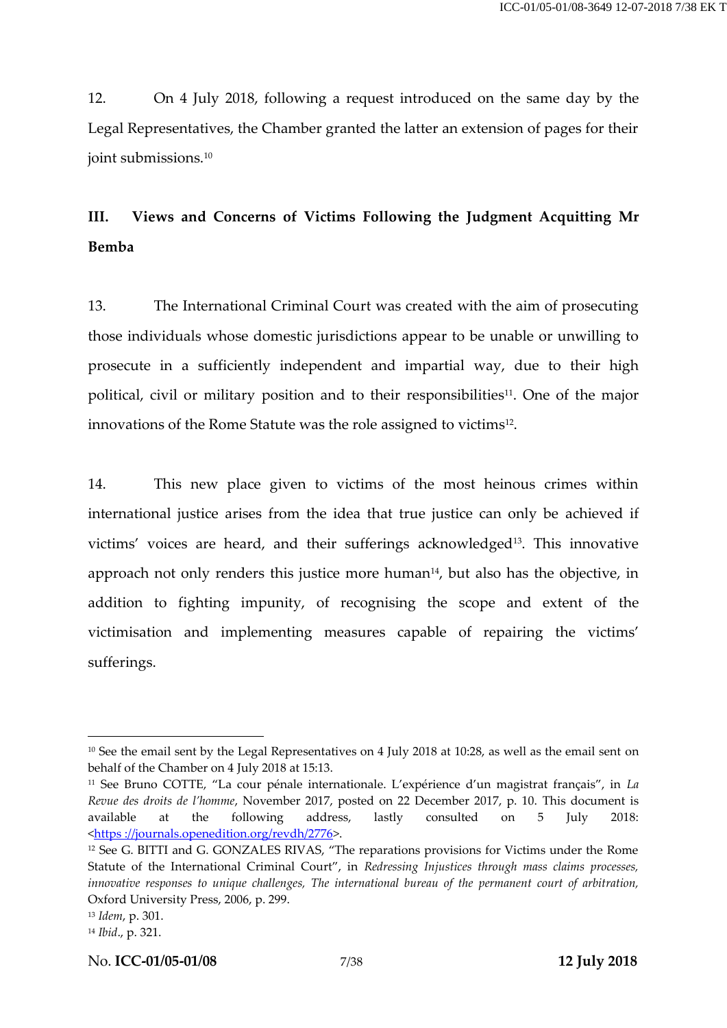12. On 4 July 2018, following a request introduced on the same day by the Legal Representatives, the Chamber granted the latter an extension of pages for their joint submissions.[10]

## III. Views and Concerns of Victims Following the Judgment Acquitting Mr Bemba

13. The International Criminal Court was created with the aim of prosecuting those individuals whose domestic jurisdictions appear to be unable or unwilling to prosecute in a sufficiently independent and impartial way, due to their high political, civil or military position and to their responsibilities[11]. One of the major innovations of the Rome Statute was the role assigned to victims[12].

14. This new place given to victims of the most heinous crimes within international justice arises from the idea that true justice can only be achieved if victims' voices are heard, and their sufferings acknowledged[13]. This innovative approach not only renders this justice more human[14], but also has the objective, in addition to fighting impunity, of recognising the scope and extent of the victimisation and implementing measures capable of repairing the victims' sufferings.

---

[10] See the email sent by the Legal Representatives on 4 July 2018 at 10:28, as well as the email sent on behalf of the Chamber on 4 July 2018 at 15:13.

[11] See Bruno COTTE, "La cour pénale internationale. L'expérience d'un magistrat français", in *La Revue des droits de l'homme*, November 2017, posted on 22 December 2017, p. 10. This document is available at the following address, lastly consulted on 5 July 2018: <https ://journals.openedition.org/revdh/2776>.

[12] See G. BITTI and G. GONZALES RIVAS, "The reparations provisions for Victims under the Rome Statute of the International Criminal Court", in *Redressing Injustices through mass claims processes, innovative responses to unique challenges, The international bureau of the permanent court of arbitration,* Oxford University Press, 2006, p. 299.

[13] *Idem*, p. 301.

[14] *Ibid*., p. 321.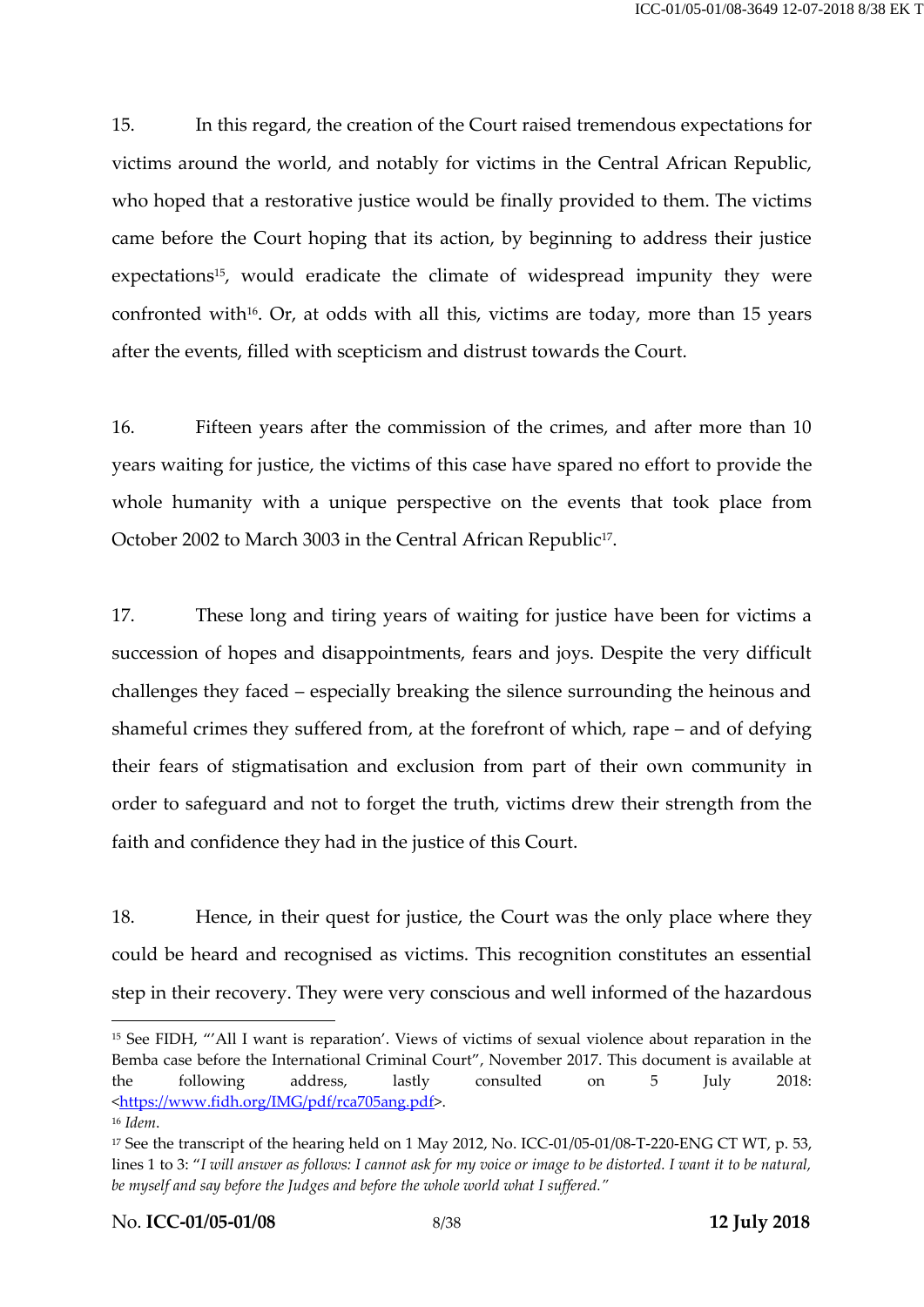15. In this regard, the creation of the Court raised tremendous expectations for victims around the world, and notably for victims in the Central African Republic, who hoped that a restorative justice would be finally provided to them. The victims came before the Court hoping that its action, by beginning to address their justice expectations[15], would eradicate the climate of widespread impunity they were confronted with[16]. Or, at odds with all this, victims are today, more than 15 years after the events, filled with scepticism and distrust towards the Court.

16. Fifteen years after the commission of the crimes, and after more than 10 years waiting for justice, the victims of this case have spared no effort to provide the whole humanity with a unique perspective on the events that took place from October 2002 to March 3003 in the Central African Republic[17].

17. These long and tiring years of waiting for justice have been for victims a succession of hopes and disappointments, fears and joys. Despite the very difficult challenges they faced – especially breaking the silence surrounding the heinous and shameful crimes they suffered from, at the forefront of which, rape – and of defying their fears of stigmatisation and exclusion from part of their own community in order to safeguard and not to forget the truth, victims drew their strength from the faith and confidence they had in the justice of this Court.

18. Hence, in their quest for justice, the Court was the only place where they could be heard and recognised as victims. This recognition constitutes an essential step in their recovery. They were very conscious and well informed of the hazardous

---

[15] See FIDH, "'All I want is reparation'. Views of victims of sexual violence about reparation in the Bemba case before the International Criminal Court", November 2017. This document is available at the following address, lastly consulted on 5 July 2018: <https://www.fidh.org/IMG/pdf/rca705ang.pdf>.

[16] *Idem*.

[17] See the transcript of the hearing held on 1 May 2012, No. ICC-01/05-01/08-T-220-ENG CT WT, p. 53, lines 1 to 3: "*I will answer as follows: I cannot ask for my voice or image to be distorted. I want it to be natural, be myself and say before the Judges and before the whole world what I suffered.*"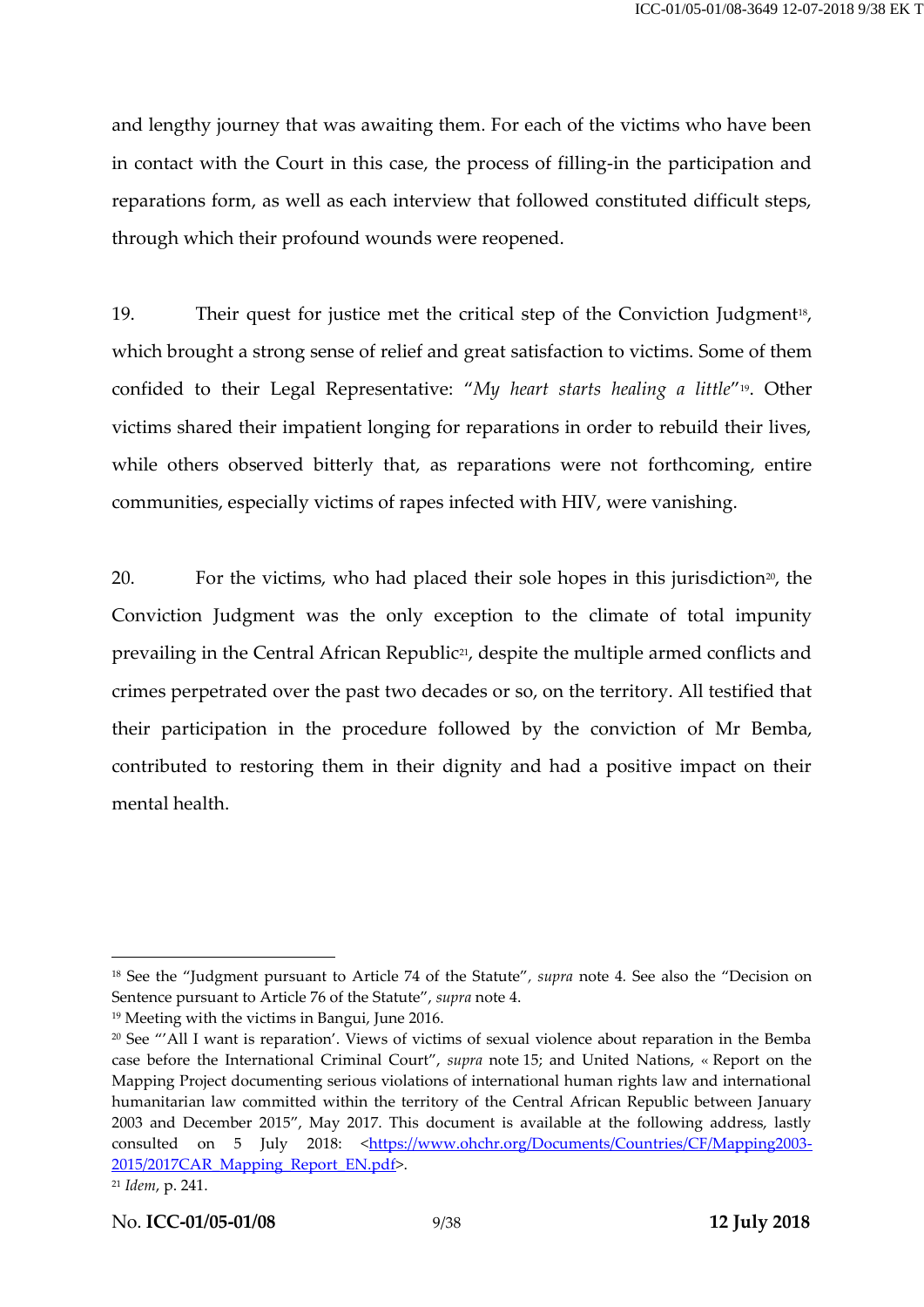and lengthy journey that was awaiting them. For each of the victims who have been in contact with the Court in this case, the process of filling-in the participation and reparations form, as well as each interview that followed constituted difficult steps, through which their profound wounds were reopened.

19. Their quest for justice met the critical step of the Conviction Judgment[18], which brought a strong sense of relief and great satisfaction to victims. Some of them confided to their Legal Representative: "*My heart starts healing a little*"[19]. Other victims shared their impatient longing for reparations in order to rebuild their lives, while others observed bitterly that, as reparations were not forthcoming, entire communities, especially victims of rapes infected with HIV, were vanishing.

20. For the victims, who had placed their sole hopes in this jurisdiction[20], the Conviction Judgment was the only exception to the climate of total impunity prevailing in the Central African Republic[21], despite the multiple armed conflicts and crimes perpetrated over the past two decades or so, on the territory. All testified that their participation in the procedure followed by the conviction of Mr Bemba, contributed to restoring them in their dignity and had a positive impact on their mental health.

---

[18] See the "Judgment pursuant to Article 74 of the Statute", *supra* note 4. See also the "Decision on Sentence pursuant to Article 76 of the Statute", *supra* note 4.

[19] Meeting with the victims in Bangui, June 2016.

[20] See "'All I want is reparation'. Views of victims of sexual violence about reparation in the Bemba case before the International Criminal Court", *supra* note 15; and United Nations, « Report on the Mapping Project documenting serious violations of international human rights law and international humanitarian law committed within the territory of the Central African Republic between January 2003 and December 2015", May 2017. This document is available at the following address, lastly consulted on 5 July 2018: <https://www.ohchr.org/Documents/Countries/CF/Mapping2003-2015/2017CAR_Mapping_Report_EN.pdf>.

[21] *Idem*, p. 241.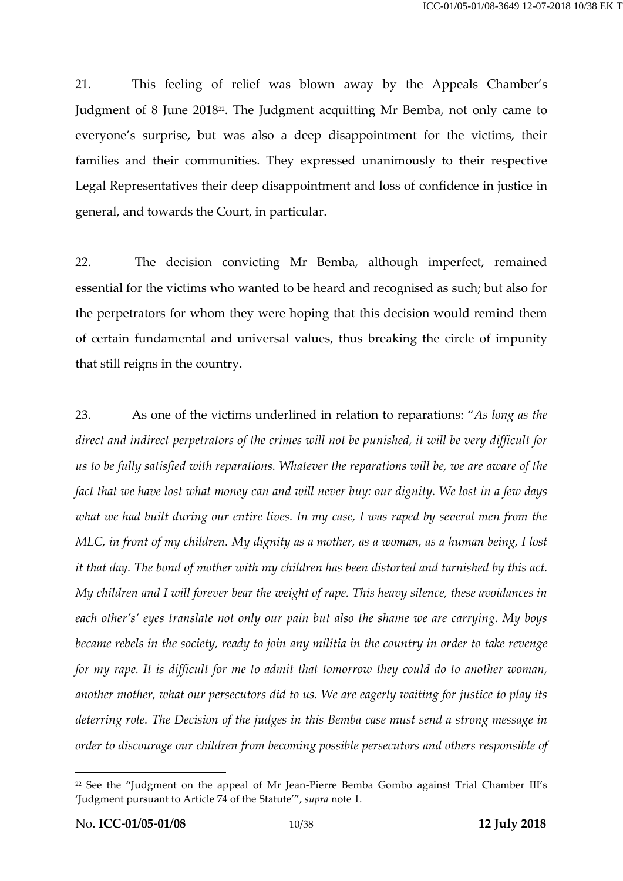21. This feeling of relief was blown away by the Appeals Chamber's Judgment of 8 June 2018[22]. The Judgment acquitting Mr Bemba, not only came to everyone's surprise, but was also a deep disappointment for the victims, their families and their communities. They expressed unanimously to their respective Legal Representatives their deep disappointment and loss of confidence in justice in general, and towards the Court, in particular.

22. The decision convicting Mr Bemba, although imperfect, remained essential for the victims who wanted to be heard and recognised as such; but also for the perpetrators for whom they were hoping that this decision would remind them of certain fundamental and universal values, thus breaking the circle of impunity that still reigns in the country.

23. As one of the victims underlined in relation to reparations: "*As long as the direct and indirect perpetrators of the crimes will not be punished, it will be very difficult for us to be fully satisfied with reparations. Whatever the reparations will be, we are aware of the fact that we have lost what money can and will never buy: our dignity. We lost in a few days what we had built during our entire lives. In my case, I was raped by several men from the MLC, in front of my children. My dignity as a mother, as a woman, as a human being, I lost it that day. The bond of mother with my children has been distorted and tarnished by this act. My children and I will forever bear the weight of rape. This heavy silence, these avoidances in each other's' eyes translate not only our pain but also the shame we are carrying. My boys became rebels in the society, ready to join any militia in the country in order to take revenge for my rape. It is difficult for me to admit that tomorrow they could do to another woman, another mother, what our persecutors did to us. We are eagerly waiting for justice to play its deterring role. The Decision of the judges in this Bemba case must send a strong message in order to discourage our children from becoming possible persecutors and others responsible of*

---

[22] See the "Judgment on the appeal of Mr Jean-Pierre Bemba Gombo against Trial Chamber III's 'Judgment pursuant to Article 74 of the Statute'", *supra* note 1.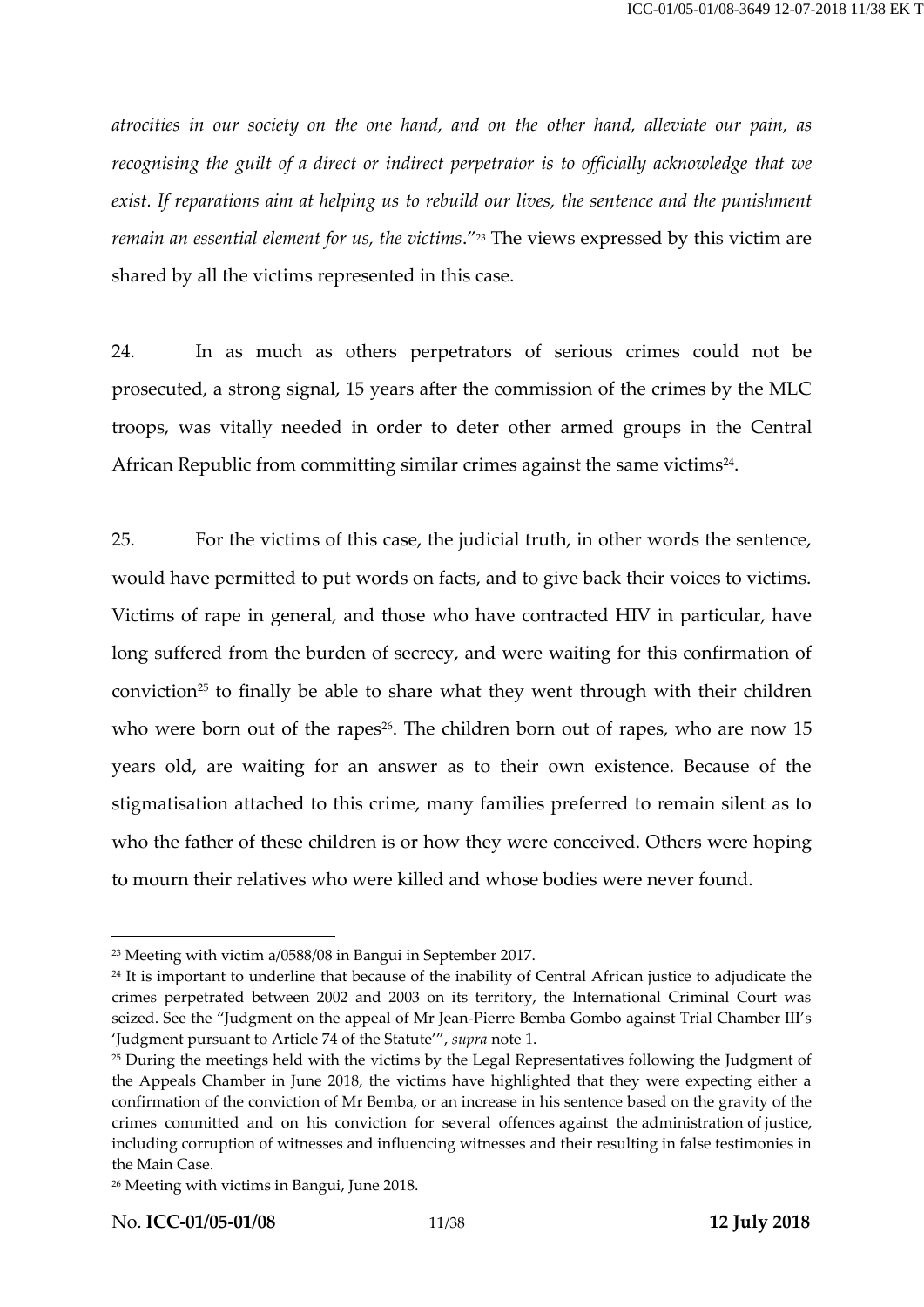*atrocities in our society on the one hand, and on the other hand, alleviate our pain, as recognising the guilt of a direct or indirect perpetrator is to officially acknowledge that we exist. If reparations aim at helping us to rebuild our lives, the sentence and the punishment remain an essential element for us, the victims*."[23] The views expressed by this victim are shared by all the victims represented in this case.

24. In as much as others perpetrators of serious crimes could not be prosecuted, a strong signal, 15 years after the commission of the crimes by the MLC troops, was vitally needed in order to deter other armed groups in the Central African Republic from committing similar crimes against the same victims[24].

25. For the victims of this case, the judicial truth, in other words the sentence, would have permitted to put words on facts, and to give back their voices to victims. Victims of rape in general, and those who have contracted HIV in particular, have long suffered from the burden of secrecy, and were waiting for this confirmation of conviction[25] to finally be able to share what they went through with their children who were born out of the rapes[26]. The children born out of rapes, who are now 15 years old, are waiting for an answer as to their own existence. Because of the stigmatisation attached to this crime, many families preferred to remain silent as to who the father of these children is or how they were conceived. Others were hoping to mourn their relatives who were killed and whose bodies were never found.

---

[23] Meeting with victim a/0588/08 in Bangui in September 2017.

[24] It is important to underline that because of the inability of Central African justice to adjudicate the crimes perpetrated between 2002 and 2003 on its territory, the International Criminal Court was seized. See the "Judgment on the appeal of Mr Jean-Pierre Bemba Gombo against Trial Chamber III's 'Judgment pursuant to Article 74 of the Statute'", *supra* note 1.

[25] During the meetings held with the victims by the Legal Representatives following the Judgment of the Appeals Chamber in June 2018, the victims have highlighted that they were expecting either a confirmation of the conviction of Mr Bemba, or an increase in his sentence based on the gravity of the crimes committed and on his conviction for several offences against the administration of justice, including corruption of witnesses and influencing witnesses and their resulting in false testimonies in the Main Case.

[26] Meeting with victims in Bangui, June 2018.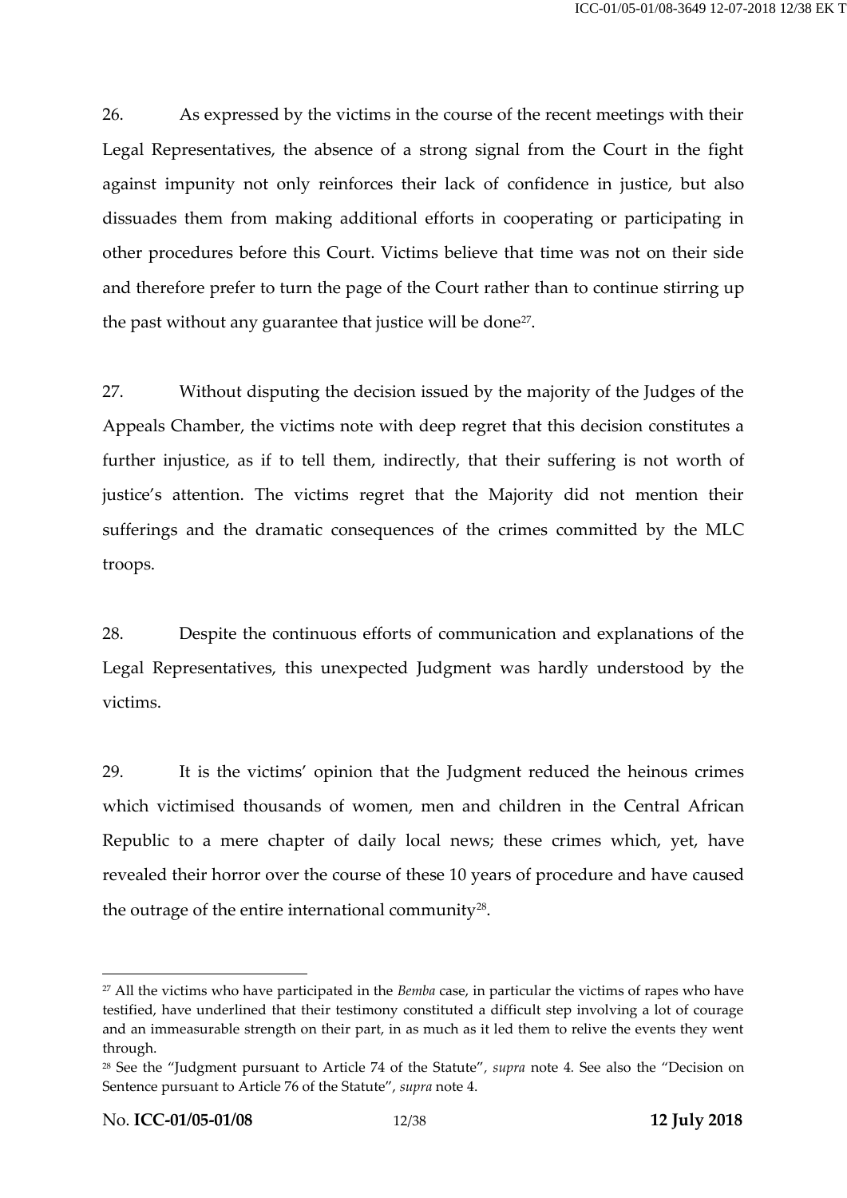26. As expressed by the victims in the course of the recent meetings with their Legal Representatives, the absence of a strong signal from the Court in the fight against impunity not only reinforces their lack of confidence in justice, but also dissuades them from making additional efforts in cooperating or participating in other procedures before this Court. Victims believe that time was not on their side and therefore prefer to turn the page of the Court rather than to continue stirring up the past without any guarantee that justice will be done[27].

27. Without disputing the decision issued by the majority of the Judges of the Appeals Chamber, the victims note with deep regret that this decision constitutes a further injustice, as if to tell them, indirectly, that their suffering is not worth of justice's attention. The victims regret that the Majority did not mention their sufferings and the dramatic consequences of the crimes committed by the MLC troops.

28. Despite the continuous efforts of communication and explanations of the Legal Representatives, this unexpected Judgment was hardly understood by the victims.

29. It is the victims' opinion that the Judgment reduced the heinous crimes which victimised thousands of women, men and children in the Central African Republic to a mere chapter of daily local news; these crimes which, yet, have revealed their horror over the course of these 10 years of procedure and have caused the outrage of the entire international community[28].

---

[27] All the victims who have participated in the *Bemba* case, in particular the victims of rapes who have testified, have underlined that their testimony constituted a difficult step involving a lot of courage and an immeasurable strength on their part, in as much as it led them to relive the events they went through.

[28] See the "Judgment pursuant to Article 74 of the Statute", *supra* note 4. See also the "Decision on Sentence pursuant to Article 76 of the Statute", *supra* note 4.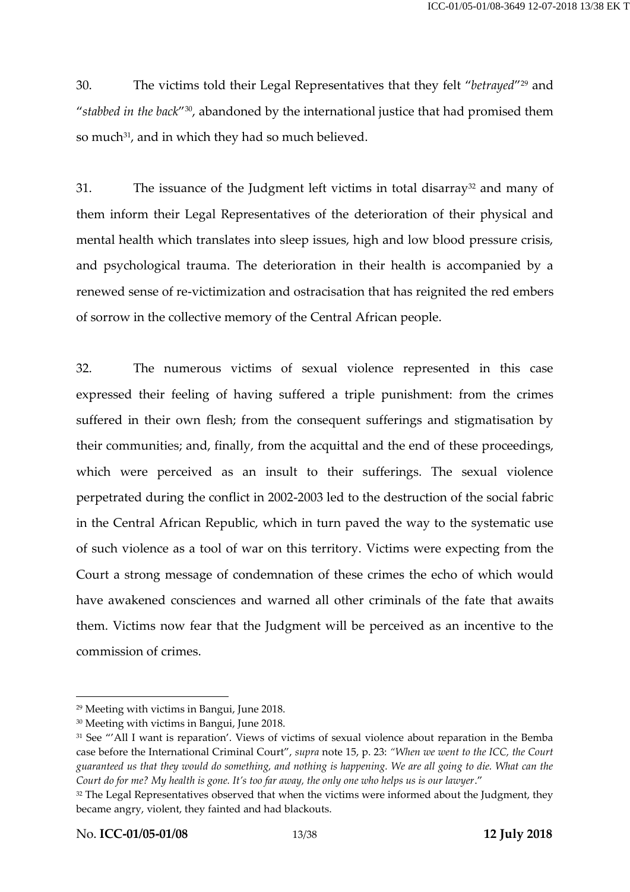30. The victims told their Legal Representatives that they felt "*betrayed*"[29] and "*stabbed in the back*"[30], abandoned by the international justice that had promised them so much[31], and in which they had so much believed.

31. The issuance of the Judgment left victims in total disarray[32] and many of them inform their Legal Representatives of the deterioration of their physical and mental health which translates into sleep issues, high and low blood pressure crisis, and psychological trauma. The deterioration in their health is accompanied by a renewed sense of re-victimization and ostracisation that has reignited the red embers of sorrow in the collective memory of the Central African people.

32. The numerous victims of sexual violence represented in this case expressed their feeling of having suffered a triple punishment: from the crimes suffered in their own flesh; from the consequent sufferings and stigmatisation by their communities; and, finally, from the acquittal and the end of these proceedings, which were perceived as an insult to their sufferings. The sexual violence perpetrated during the conflict in 2002-2003 led to the destruction of the social fabric in the Central African Republic, which in turn paved the way to the systematic use of such violence as a tool of war on this territory. Victims were expecting from the Court a strong message of condemnation of these crimes the echo of which would have awakened consciences and warned all other criminals of the fate that awaits them. Victims now fear that the Judgment will be perceived as an incentive to the commission of crimes.

---

[29] Meeting with victims in Bangui, June 2018.

[30] Meeting with victims in Bangui, June 2018.

[31] See "'All I want is reparation'. Views of victims of sexual violence about reparation in the Bemba case before the International Criminal Court", *supra* note 15, p. 23: *"When we went to the ICC, the Court guaranteed us that they would do something, and nothing is happening. We are all going to die. What can the Court do for me? My health is gone. It's too far away, the only one who helps us is our lawyer*."

[32] The Legal Representatives observed that when the victims were informed about the Judgment, they became angry, violent, they fainted and had blackouts.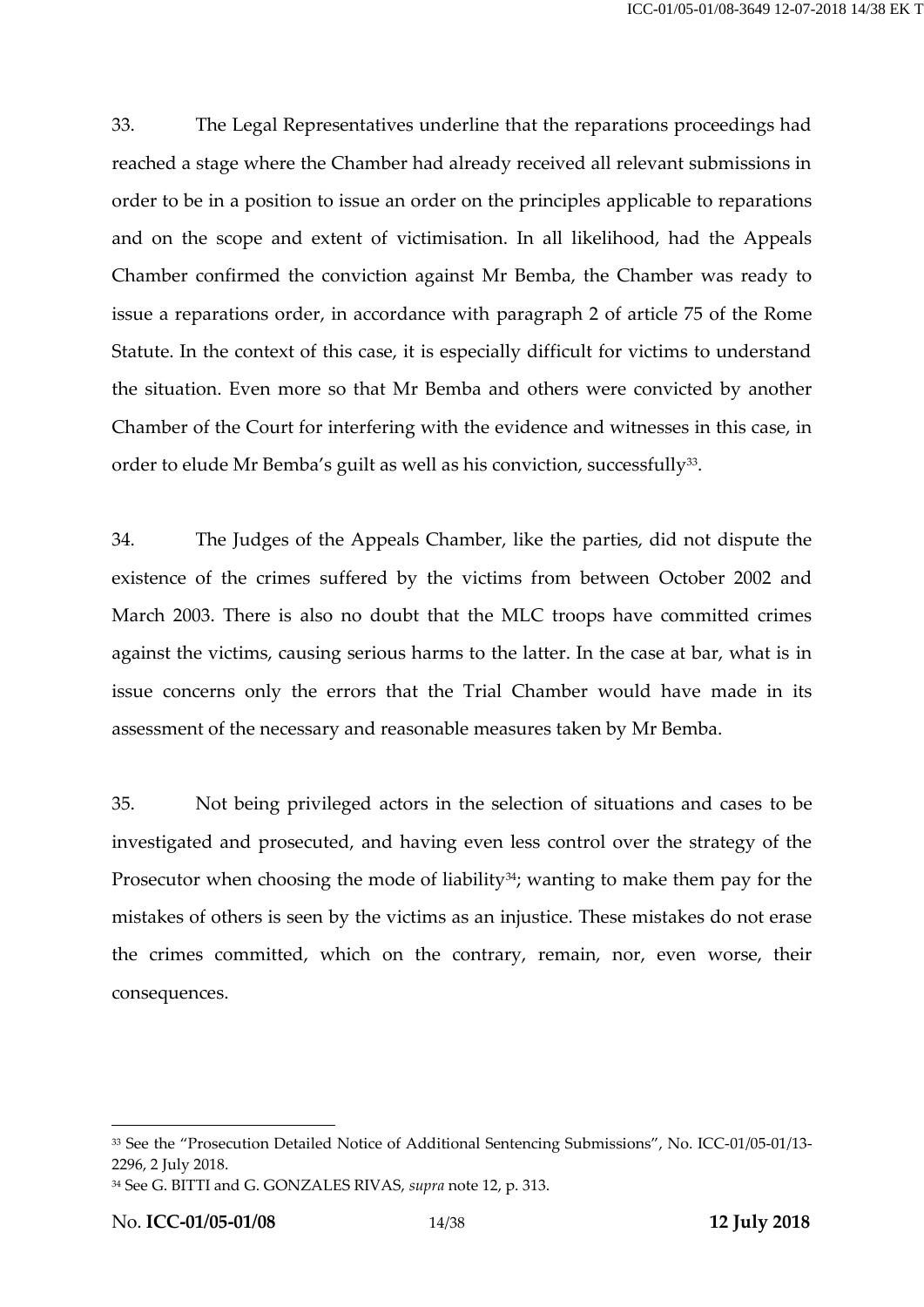33. The Legal Representatives underline that the reparations proceedings had reached a stage where the Chamber had already received all relevant submissions in order to be in a position to issue an order on the principles applicable to reparations and on the scope and extent of victimisation. In all likelihood, had the Appeals Chamber confirmed the conviction against Mr Bemba, the Chamber was ready to issue a reparations order, in accordance with paragraph 2 of article 75 of the Rome Statute. In the context of this case, it is especially difficult for victims to understand the situation. Even more so that Mr Bemba and others were convicted by another Chamber of the Court for interfering with the evidence and witnesses in this case, in order to elude Mr Bemba's guilt as well as his conviction, successfully[33].

34. The Judges of the Appeals Chamber, like the parties, did not dispute the existence of the crimes suffered by the victims from between October 2002 and March 2003. There is also no doubt that the MLC troops have committed crimes against the victims, causing serious harms to the latter. In the case at bar, what is in issue concerns only the errors that the Trial Chamber would have made in its assessment of the necessary and reasonable measures taken by Mr Bemba.

35. Not being privileged actors in the selection of situations and cases to be investigated and prosecuted, and having even less control over the strategy of the Prosecutor when choosing the mode of liability[34]; wanting to make them pay for the mistakes of others is seen by the victims as an injustice. These mistakes do not erase the crimes committed, which on the contrary, remain, nor, even worse, their consequences.

---

[33] See the "Prosecution Detailed Notice of Additional Sentencing Submissions", No. ICC-01/05-01/13-2296, 2 July 2018.

[34] See G. BITTI and G. GONZALES RIVAS, *supra* note 12, p. 313.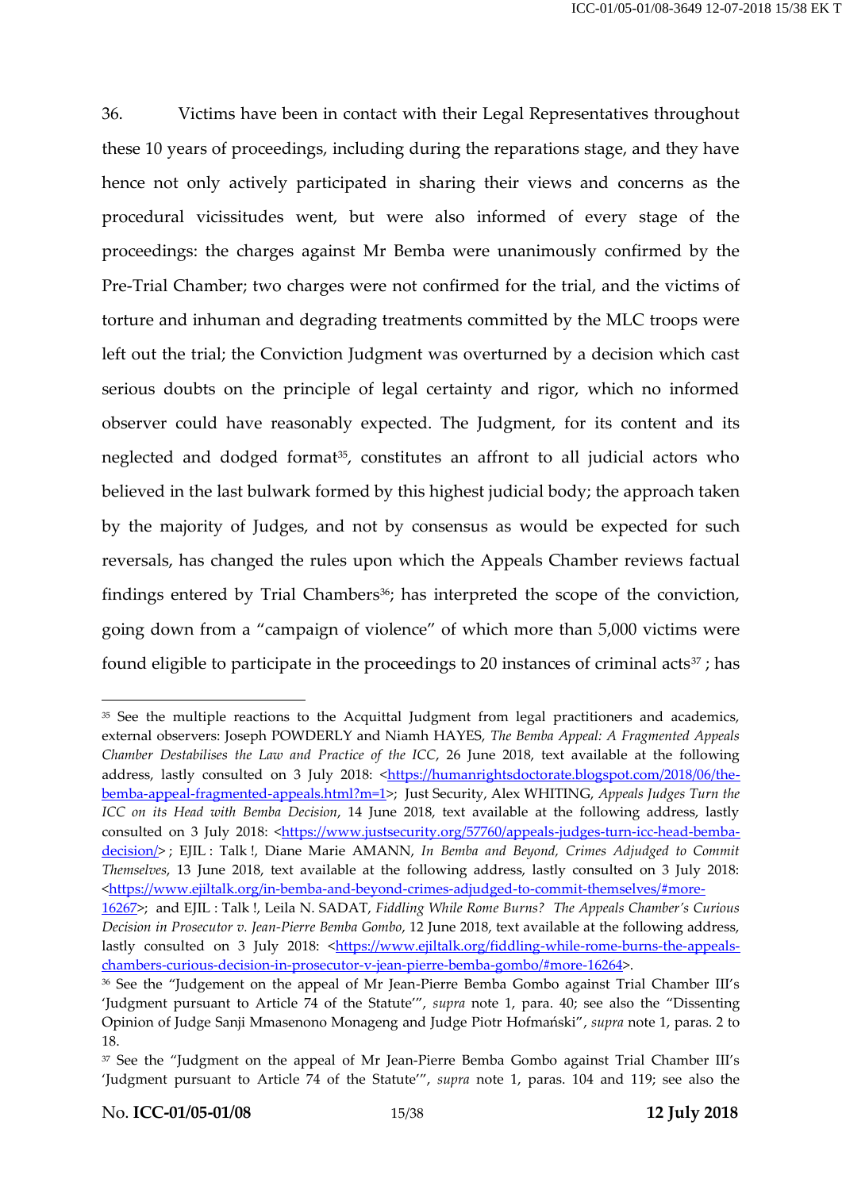36. Victims have been in contact with their Legal Representatives throughout these 10 years of proceedings, including during the reparations stage, and they have hence not only actively participated in sharing their views and concerns as the procedural vicissitudes went, but were also informed of every stage of the proceedings: the charges against Mr Bemba were unanimously confirmed by the Pre-Trial Chamber; two charges were not confirmed for the trial, and the victims of torture and inhuman and degrading treatments committed by the MLC troops were left out the trial; the Conviction Judgment was overturned by a decision which cast serious doubts on the principle of legal certainty and rigor, which no informed observer could have reasonably expected. The Judgment, for its content and its neglected and dodged format[35], constitutes an affront to all judicial actors who believed in the last bulwark formed by this highest judicial body; the approach taken by the majority of Judges, and not by consensus as would be expected for such reversals, has changed the rules upon which the Appeals Chamber reviews factual findings entered by Trial Chambers[36]; has interpreted the scope of the conviction, going down from a "campaign of violence" of which more than 5,000 victims were found eligible to participate in the proceedings to 20 instances of criminal acts[37] ; has

---

[35] See the multiple reactions to the Acquittal Judgment from legal practitioners and academics, external observers: Joseph POWDERLY and Niamh HAYES, *The Bemba Appeal: A Fragmented Appeals Chamber Destabilises the Law and Practice of the ICC*, 26 June 2018, text available at the following address, lastly consulted on 3 July 2018: <https://humanrightsdoctorate.blogspot.com/2018/06/the-bemba-appeal-fragmented-appeals.html?m=1>; Just Security, Alex WHITING, *Appeals Judges Turn the ICC on its Head with Bemba Decision*, 14 June 2018, text available at the following address, lastly consulted on 3 July 2018: <https://www.justsecurity.org/57760/appeals-judges-turn-icc-head-bemba-decision/> ; EJIL : Talk !, Diane Marie AMANN, *In Bemba and Beyond, Crimes Adjudged to Commit Themselves*, 13 June 2018, text available at the following address, lastly consulted on 3 July 2018: <https://www.ejiltalk.org/in-bemba-and-beyond-crimes-adjudged-to-commit-themselves/#more-16267>; and EJIL : Talk !, Leila N. SADAT, *Fiddling While Rome Burns? The Appeals Chamber's Curious Decision in Prosecutor v. Jean-Pierre Bemba Gombo*, 12 June 2018, text available at the following address, lastly consulted on 3 July 2018: <https://www.ejiltalk.org/fiddling-while-rome-burns-the-appeals-chambers-curious-decision-in-prosecutor-v-jean-pierre-bemba-gombo/#more-16264>.

[36] See the "Judgement on the appeal of Mr Jean-Pierre Bemba Gombo against Trial Chamber III's 'Judgment pursuant to Article 74 of the Statute'", *supra* note 1, para. 40; see also the "Dissenting Opinion of Judge Sanji Mmasenono Monageng and Judge Piotr Hofmański", *supra* note 1, paras. 2 to 18.

[37] See the "Judgment on the appeal of Mr Jean-Pierre Bemba Gombo against Trial Chamber III's 'Judgment pursuant to Article 74 of the Statute'", *supra* note 1, paras. 104 and 119; see also the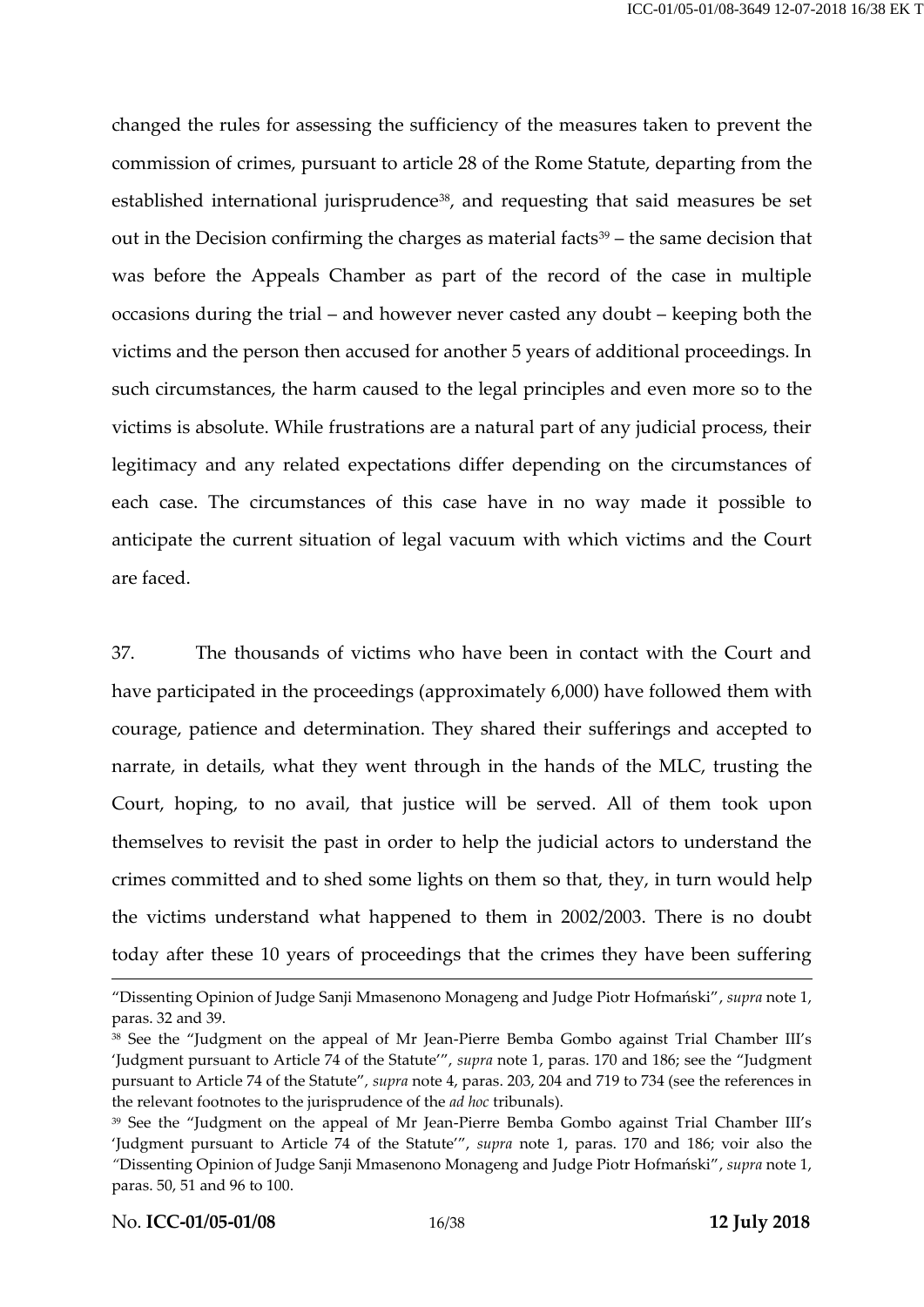changed the rules for assessing the sufficiency of the measures taken to prevent the commission of crimes, pursuant to article 28 of the Rome Statute, departing from the established international jurisprudence[38], and requesting that said measures be set out in the Decision confirming the charges as material facts[39] – the same decision that was before the Appeals Chamber as part of the record of the case in multiple occasions during the trial – and however never casted any doubt – keeping both the victims and the person then accused for another 5 years of additional proceedings. In such circumstances, the harm caused to the legal principles and even more so to the victims is absolute. While frustrations are a natural part of any judicial process, their legitimacy and any related expectations differ depending on the circumstances of each case. The circumstances of this case have in no way made it possible to anticipate the current situation of legal vacuum with which victims and the Court are faced.

37. The thousands of victims who have been in contact with the Court and have participated in the proceedings (approximately 6,000) have followed them with courage, patience and determination. They shared their sufferings and accepted to narrate, in details, what they went through in the hands of the MLC, trusting the Court, hoping, to no avail, that justice will be served. All of them took upon themselves to revisit the past in order to help the judicial actors to understand the crimes committed and to shed some lights on them so that, they, in turn would help the victims understand what happened to them in 2002/2003. There is no doubt today after these 10 years of proceedings that the crimes they have been suffering

---

"Dissenting Opinion of Judge Sanji Mmasenono Monageng and Judge Piotr Hofmański", *supra* note 1, paras. 32 and 39.

[38] See the "Judgment on the appeal of Mr Jean-Pierre Bemba Gombo against Trial Chamber III's 'Judgment pursuant to Article 74 of the Statute'", *supra* note 1, paras. 170 and 186; see the "Judgment pursuant to Article 74 of the Statute", *supra* note 4, paras. 203, 204 and 719 to 734 (see the references in the relevant footnotes to the jurisprudence of the *ad hoc* tribunals).

[39] See the "Judgment on the appeal of Mr Jean-Pierre Bemba Gombo against Trial Chamber III's 'Judgment pursuant to Article 74 of the Statute'", *supra* note 1, paras. 170 and 186; voir also the "Dissenting Opinion of Judge Sanji Mmasenono Monageng and Judge Piotr Hofmański", *supra* note 1, paras. 50, 51 and 96 to 100.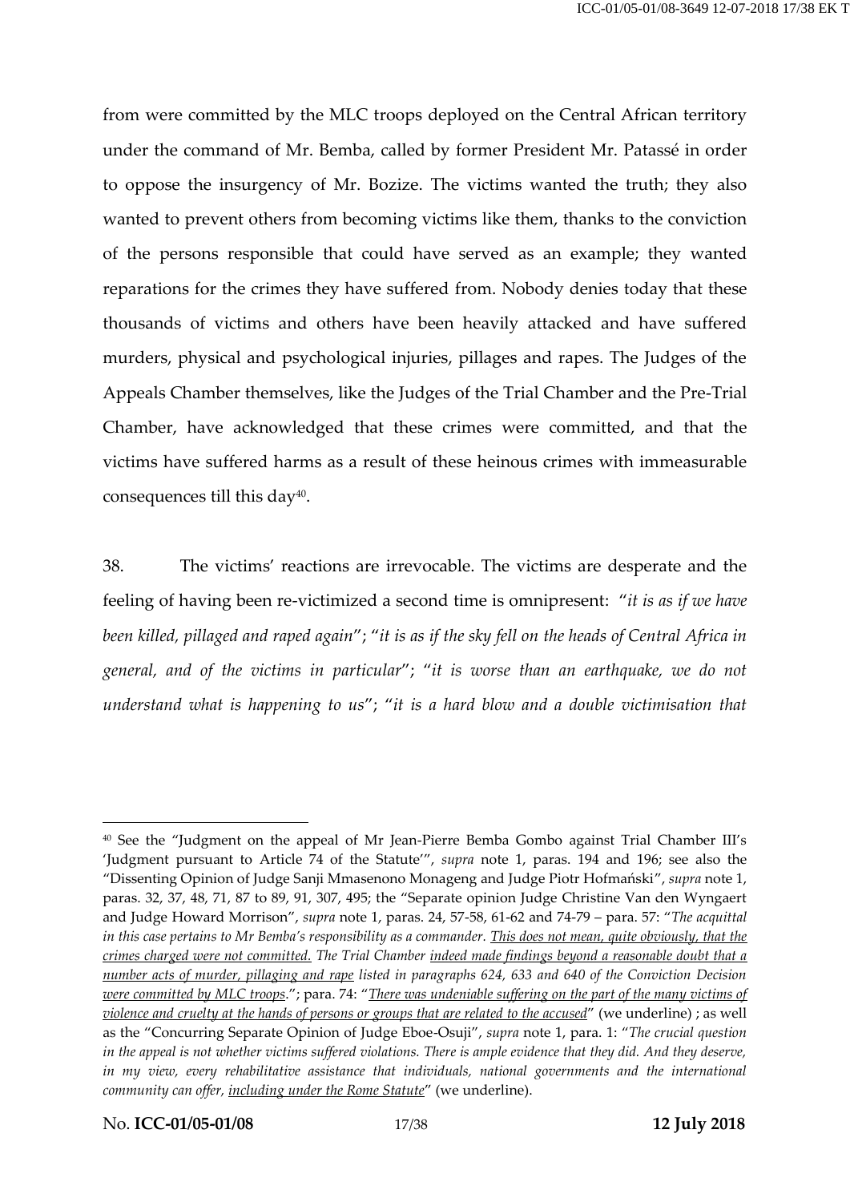from were committed by the MLC troops deployed on the Central African territory under the command of Mr. Bemba, called by former President Mr. Patassé in order to oppose the insurgency of Mr. Bozize. The victims wanted the truth; they also wanted to prevent others from becoming victims like them, thanks to the conviction of the persons responsible that could have served as an example; they wanted reparations for the crimes they have suffered from. Nobody denies today that these thousands of victims and others have been heavily attacked and have suffered murders, physical and psychological injuries, pillages and rapes. The Judges of the Appeals Chamber themselves, like the Judges of the Trial Chamber and the Pre-Trial Chamber, have acknowledged that these crimes were committed, and that the victims have suffered harms as a result of these heinous crimes with immeasurable consequences till this day[40].

38. The victims' reactions are irrevocable. The victims are desperate and the feeling of having been re-victimized a second time is omnipresent: "*it is as if we have been killed, pillaged and raped again*"; "*it is as if the sky fell on the heads of Central Africa in general, and of the victims in particular*"; "*it is worse than an earthquake, we do not understand what is happening to us*"; "*it is a hard blow and a double victimisation that*

---

[40] See the "Judgment on the appeal of Mr Jean-Pierre Bemba Gombo against Trial Chamber III's 'Judgment pursuant to Article 74 of the Statute'", *supra* note 1, paras. 194 and 196; see also the "Dissenting Opinion of Judge Sanji Mmasenono Monageng and Judge Piotr Hofmański", *supra* note 1, paras. 32, 37, 48, 71, 87 to 89, 91, 307, 495; the "Separate opinion Judge Christine Van den Wyngaert and Judge Howard Morrison", *supra* note 1, paras. 24, 57-58, 61-62 and 74-79 – para. 57: "*The acquittal in this case pertains to Mr Bemba's responsibility as a commander. <u>This does not mean, quite obviously, that the crimes charged were not committed.</u> The Trial Chamber <u>indeed made findings beyond a reasonable doubt that a number acts of murder, pillaging and rape</u> listed in paragraphs 624, 633 and 640 of the Conviction Decision <u>were committed by MLC troops</u>.*"; para. 74: "*<u>There was undeniable suffering on the part of the many victims of violence and cruelty at the hands of persons or groups that are related to the accused</u>*" (we underline) ; as well as the "Concurring Separate Opinion of Judge Eboe-Osuji", *supra* note 1, para. 1: "*The crucial question in the appeal is not whether victims suffered violations. There is ample evidence that they did. And they deserve, in my view, every rehabilitative assistance that individuals, national governments and the international community can offer, <u>including under the Rome Statute</u>*" (we underline).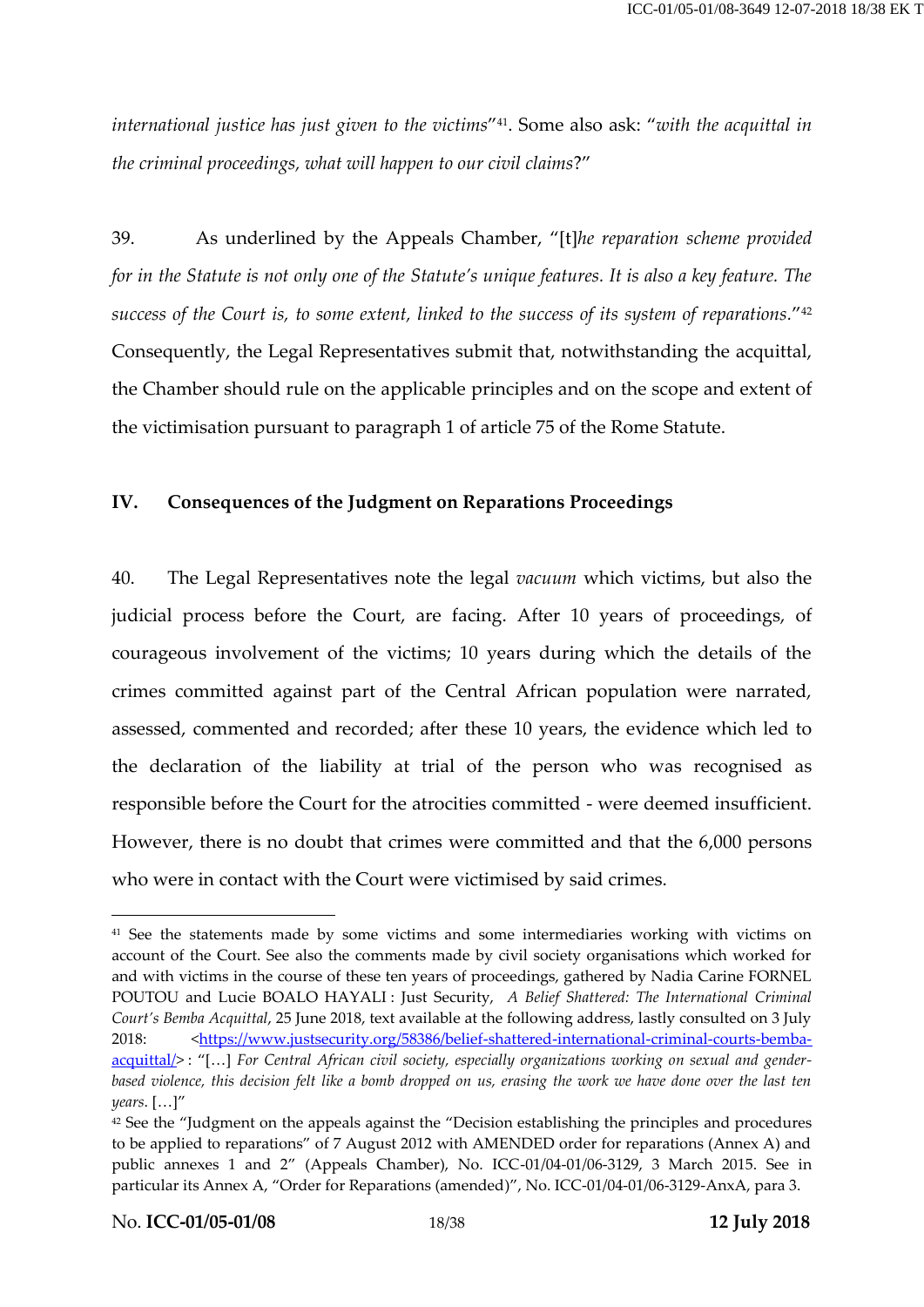*international justice has just given to the victims*"[41]. Some also ask: "*with the acquittal in the criminal proceedings, what will happen to our civil claims*?"

39. As underlined by the Appeals Chamber, "[t]*he reparation scheme provided for in the Statute is not only one of the Statute's unique features. It is also a key feature. The success of the Court is, to some extent, linked to the success of its system of reparations*."[42] Consequently, the Legal Representatives submit that, notwithstanding the acquittal, the Chamber should rule on the applicable principles and on the scope and extent of the victimisation pursuant to paragraph 1 of article 75 of the Rome Statute.

## IV. Consequences of the Judgment on Reparations Proceedings

40. The Legal Representatives note the legal *vacuum* which victims, but also the judicial process before the Court, are facing. After 10 years of proceedings, of courageous involvement of the victims; 10 years during which the details of the crimes committed against part of the Central African population were narrated, assessed, commented and recorded; after these 10 years, the evidence which led to the declaration of the liability at trial of the person who was recognised as responsible before the Court for the atrocities committed - were deemed insufficient. However, there is no doubt that crimes were committed and that the 6,000 persons who were in contact with the Court were victimised by said crimes.

---

[41] See the statements made by some victims and some intermediaries working with victims on account of the Court. See also the comments made by civil society organisations which worked for and with victims in the course of these ten years of proceedings, gathered by Nadia Carine FORNEL POUTOU and Lucie BOALO HAYALI : Just Security, *A Belief Shattered: The International Criminal Court's Bemba Acquittal*, 25 June 2018, text available at the following address, lastly consulted on 3 July 2018: <https://www.justsecurity.org/58386/belief-shattered-international-criminal-courts-bemba-acquittal/> : "[…] *For Central African civil society, especially organizations working on sexual and gender-based violence, this decision felt like a bomb dropped on us, erasing the work we have done over the last ten years*. […]"

[42] See the "Judgment on the appeals against the "Decision establishing the principles and procedures to be applied to reparations" of 7 August 2012 with AMENDED order for reparations (Annex A) and public annexes 1 and 2" (Appeals Chamber), No. ICC-01/04-01/06-3129, 3 March 2015. See in particular its Annex A, "Order for Reparations (amended)", No. ICC-01/04-01/06-3129-AnxA, para 3.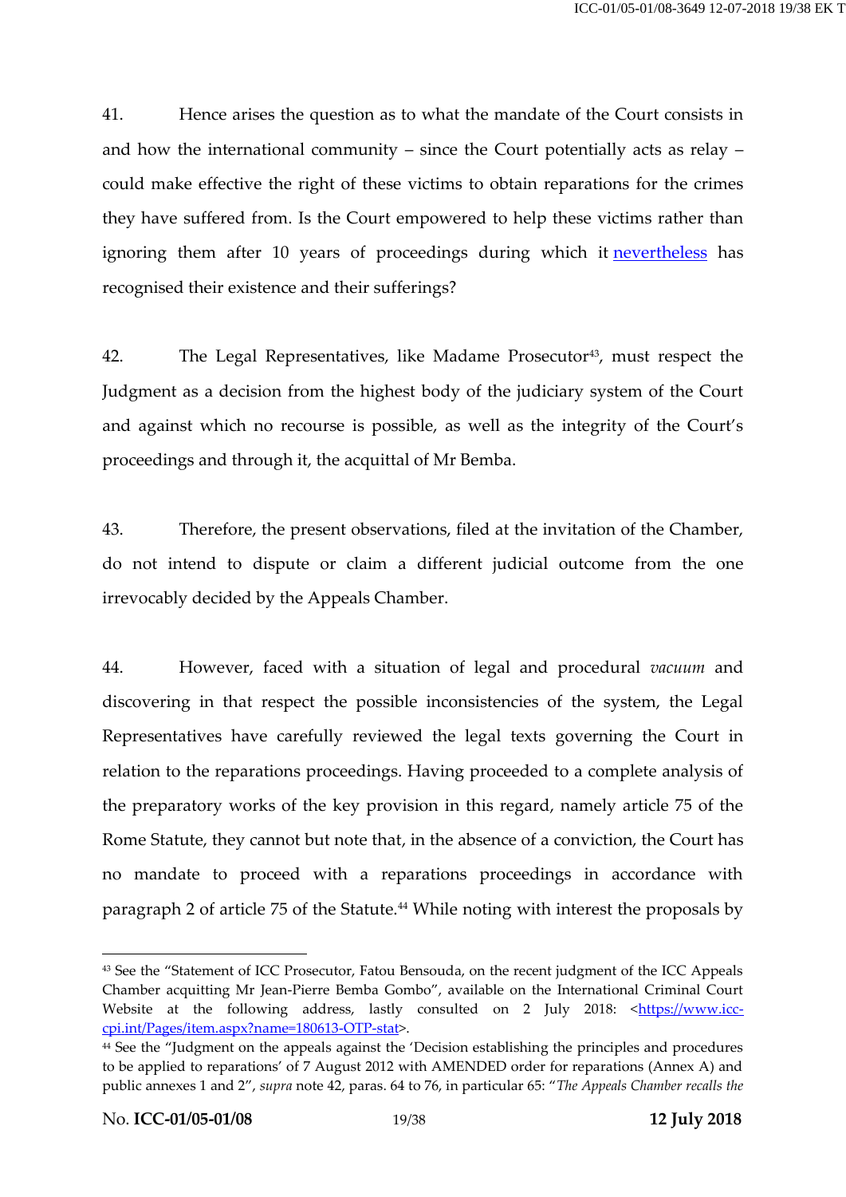41. Hence arises the question as to what the mandate of the Court consists in and how the international community – since the Court potentially acts as relay – could make effective the right of these victims to obtain reparations for the crimes they have suffered from. Is the Court empowered to help these victims rather than ignoring them after 10 years of proceedings during which it [nevertheless](#) has recognised their existence and their sufferings?

42. The Legal Representatives, like Madame Prosecutor[43], must respect the Judgment as a decision from the highest body of the judiciary system of the Court and against which no recourse is possible, as well as the integrity of the Court's proceedings and through it, the acquittal of Mr Bemba.

43. Therefore, the present observations, filed at the invitation of the Chamber, do not intend to dispute or claim a different judicial outcome from the one irrevocably decided by the Appeals Chamber.

44. However, faced with a situation of legal and procedural *vacuum* and discovering in that respect the possible inconsistencies of the system, the Legal Representatives have carefully reviewed the legal texts governing the Court in relation to the reparations proceedings. Having proceeded to a complete analysis of the preparatory works of the key provision in this regard, namely article 75 of the Rome Statute, they cannot but note that, in the absence of a conviction, the Court has no mandate to proceed with a reparations proceedings in accordance with paragraph 2 of article 75 of the Statute.[44] While noting with interest the proposals by

---

[43] See the "Statement of ICC Prosecutor, Fatou Bensouda, on the recent judgment of the ICC Appeals Chamber acquitting Mr Jean-Pierre Bemba Gombo", available on the International Criminal Court Website at the following address, lastly consulted on 2 July 2018: <https://www.icc-cpi.int/Pages/item.aspx?name=180613-OTP-stat>.

[44] See the "Judgment on the appeals against the 'Decision establishing the principles and procedures to be applied to reparations' of 7 August 2012 with AMENDED order for reparations (Annex A) and public annexes 1 and 2", *supra* note 42, paras. 64 to 76, in particular 65: "*The Appeals Chamber recalls the*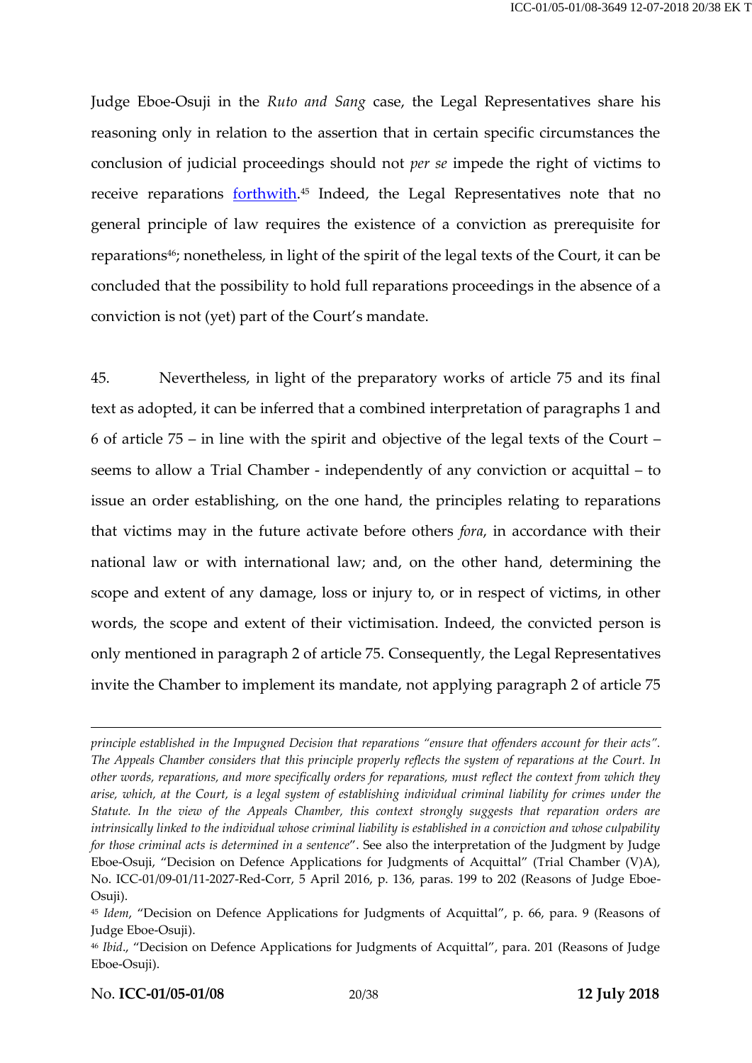Judge Eboe-Osuji in the *Ruto and Sang* case, the Legal Representatives share his reasoning only in relation to the assertion that in certain specific circumstances the conclusion of judicial proceedings should not *per se* impede the right of victims to receive reparations forthwith.[45] Indeed, the Legal Representatives note that no general principle of law requires the existence of a conviction as prerequisite for reparations[46]; nonetheless, in light of the spirit of the legal texts of the Court, it can be concluded that the possibility to hold full reparations proceedings in the absence of a conviction is not (yet) part of the Court's mandate.

45. Nevertheless, in light of the preparatory works of article 75 and its final text as adopted, it can be inferred that a combined interpretation of paragraphs 1 and 6 of article 75 – in line with the spirit and objective of the legal texts of the Court – seems to allow a Trial Chamber - independently of any conviction or acquittal – to issue an order establishing, on the one hand, the principles relating to reparations that victims may in the future activate before others *fora*, in accordance with their national law or with international law; and, on the other hand, determining the scope and extent of any damage, loss or injury to, or in respect of victims, in other words, the scope and extent of their victimisation. Indeed, the convicted person is only mentioned in paragraph 2 of article 75. Consequently, the Legal Representatives invite the Chamber to implement its mandate, not applying paragraph 2 of article 75

---

*principle established in the Impugned Decision that reparations "ensure that offenders account for their acts". The Appeals Chamber considers that this principle properly reflects the system of reparations at the Court. In other words, reparations, and more specifically orders for reparations, must reflect the context from which they arise, which, at the Court, is a legal system of establishing individual criminal liability for crimes under the Statute. In the view of the Appeals Chamber, this context strongly suggests that reparation orders are intrinsically linked to the individual whose criminal liability is established in a conviction and whose culpability for those criminal acts is determined in a sentence*". See also the interpretation of the Judgment by Judge Eboe-Osuji, "Decision on Defence Applications for Judgments of Acquittal" (Trial Chamber (V)A), No. ICC-01/09-01/11-2027-Red-Corr, 5 April 2016, p. 136, paras. 199 to 202 (Reasons of Judge Eboe-Osuji).

[45] *Idem*, "Decision on Defence Applications for Judgments of Acquittal", p. 66, para. 9 (Reasons of Judge Eboe-Osuji).

[46] *Ibid*., "Decision on Defence Applications for Judgments of Acquittal", para. 201 (Reasons of Judge Eboe-Osuji).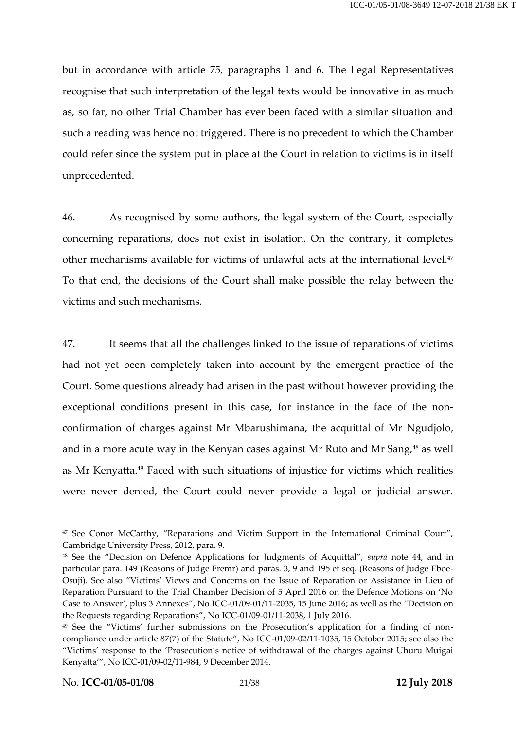but in accordance with article 75, paragraphs 1 and 6. The Legal Representatives recognise that such interpretation of the legal texts would be innovative in as much as, so far, no other Trial Chamber has ever been faced with a similar situation and such a reading was hence not triggered. There is no precedent to which the Chamber could refer since the system put in place at the Court in relation to victims is in itself unprecedented.

46. As recognised by some authors, the legal system of the Court, especially concerning reparations, does not exist in isolation. On the contrary, it completes other mechanisms available for victims of unlawful acts at the international level.[47] To that end, the decisions of the Court shall make possible the relay between the victims and such mechanisms.

47. It seems that all the challenges linked to the issue of reparations of victims had not yet been completely taken into account by the emergent practice of the Court. Some questions already had arisen in the past without however providing the exceptional conditions present in this case, for instance in the face of the non-confirmation of charges against Mr Mbarushimana, the acquittal of Mr Ngudjolo, and in a more acute way in the Kenyan cases against Mr Ruto and Mr Sang,[48] as well as Mr Kenyatta.[49] Faced with such situations of injustice for victims which realities were never denied, the Court could never provide a legal or judicial answer.

---

[47] See Conor McCarthy, "Reparations and Victim Support in the International Criminal Court", Cambridge University Press, 2012, para. 9.

[48] See the "Decision on Defence Applications for Judgments of Acquittal", *supra* note 44, and in particular para. 149 (Reasons of Judge Fremr) and paras. 3, 9 and 195 et seq. (Reasons of Judge Eboe-Osuji). See also "Victims' Views and Concerns on the Issue of Reparation or Assistance in Lieu of Reparation Pursuant to the Trial Chamber Decision of 5 April 2016 on the Defence Motions on 'No Case to Answer', plus 3 Annexes", No ICC-01/09-01/11-2035, 15 June 2016; as well as the "Decision on the Requests regarding Reparations", No ICC-01/09-01/11-2038, 1 July 2016.

[49] See the "Victims' further submissions on the Prosecution's application for a finding of non-compliance under article 87(7) of the Statute", No ICC-01/09-02/11-1035, 15 October 2015; see also the "Victims' response to the 'Prosecution's notice of withdrawal of the charges against Uhuru Muigai Kenyatta'", No ICC-01/09-02/11-984, 9 December 2014.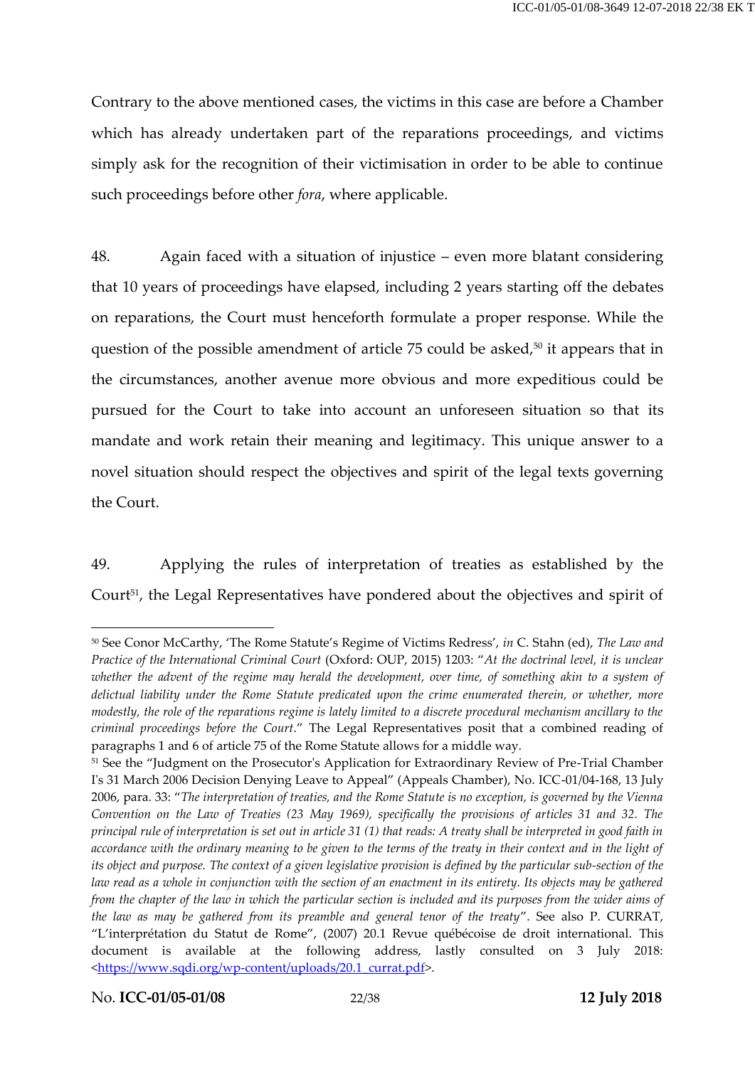Contrary to the above mentioned cases, the victims in this case are before a Chamber which has already undertaken part of the reparations proceedings, and victims simply ask for the recognition of their victimisation in order to be able to continue such proceedings before other *fora*, where applicable.

48. Again faced with a situation of injustice – even more blatant considering that 10 years of proceedings have elapsed, including 2 years starting off the debates on reparations, the Court must henceforth formulate a proper response. While the question of the possible amendment of article 75 could be asked,[50] it appears that in the circumstances, another avenue more obvious and more expeditious could be pursued for the Court to take into account an unforeseen situation so that its mandate and work retain their meaning and legitimacy. This unique answer to a novel situation should respect the objectives and spirit of the legal texts governing the Court.

49. Applying the rules of interpretation of treaties as established by the Court[51], the Legal Representatives have pondered about the objectives and spirit of

---

[50] See Conor McCarthy, 'The Rome Statute's Regime of Victims Redress', *in* C. Stahn (ed), *The Law and Practice of the International Criminal Court* (Oxford: OUP, 2015) 1203: "*At the doctrinal level, it is unclear whether the advent of the regime may herald the development, over time, of something akin to a system of delictual liability under the Rome Statute predicated upon the crime enumerated therein, or whether, more modestly, the role of the reparations regime is lately limited to a discrete procedural mechanism ancillary to the criminal proceedings before the Court*." The Legal Representatives posit that a combined reading of paragraphs 1 and 6 of article 75 of the Rome Statute allows for a middle way.

[51] See the "Judgment on the Prosecutor's Application for Extraordinary Review of Pre-Trial Chamber I's 31 March 2006 Decision Denying Leave to Appeal" (Appeals Chamber), No. ICC-01/04-168, 13 July 2006, para. 33: "*The interpretation of treaties, and the Rome Statute is no exception, is governed by the Vienna Convention on the Law of Treaties (23 May 1969), specifically the provisions of articles 31 and 32. The principal rule of interpretation is set out in article 31 (1) that reads: A treaty shall be interpreted in good faith in accordance with the ordinary meaning to be given to the terms of the treaty in their context and in the light of its object and purpose. The context of a given legislative provision is defined by the particular sub-section of the law read as a whole in conjunction with the section of an enactment in its entirety. Its objects may be gathered from the chapter of the law in which the particular section is included and its purposes from the wider aims of the law as may be gathered from its preamble and general tenor of the treaty*". See also P. CURRAT, "L'interprétation du Statut de Rome", (2007) 20.1 Revue québécoise de droit international. This document is available at the following address, lastly consulted on 3 July 2018: <https://www.sqdi.org/wp-content/uploads/20.1_currat.pdf>.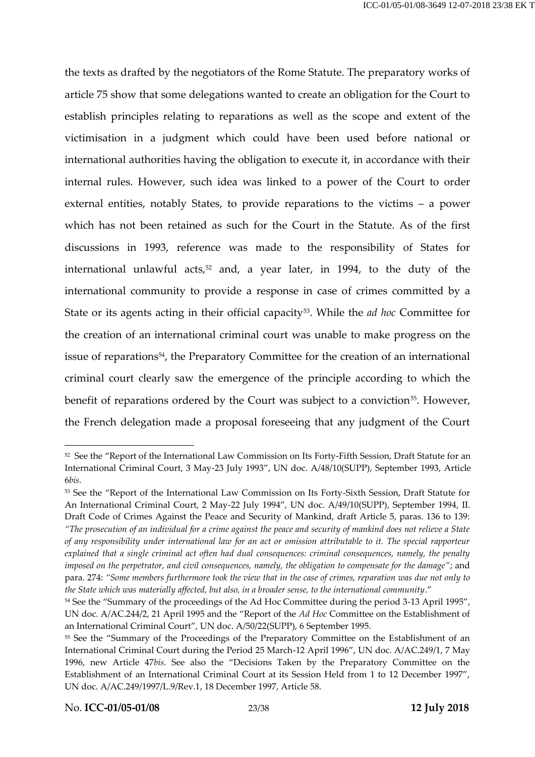the texts as drafted by the negotiators of the Rome Statute. The preparatory works of article 75 show that some delegations wanted to create an obligation for the Court to establish principles relating to reparations as well as the scope and extent of the victimisation in a judgment which could have been used before national or international authorities having the obligation to execute it, in accordance with their internal rules. However, such idea was linked to a power of the Court to order external entities, notably States, to provide reparations to the victims – a power which has not been retained as such for the Court in the Statute. As of the first discussions in 1993, reference was made to the responsibility of States for international unlawful acts,[52] and, a year later, in 1994, to the duty of the international community to provide a response in case of crimes committed by a State or its agents acting in their official capacity[53]. While the *ad hoc* Committee for the creation of an international criminal court was unable to make progress on the issue of reparations[54], the Preparatory Committee for the creation of an international criminal court clearly saw the emergence of the principle according to which the benefit of reparations ordered by the Court was subject to a conviction[55]. However, the French delegation made a proposal foreseeing that any judgment of the Court

---

[52] See the "Report of the International Law Commission on Its Forty-Fifth Session, Draft Statute for an International Criminal Court, 3 May-23 July 1993", UN doc. A/48/10(SUPP), September 1993, Article 6*bis*.

[53] See the "Report of the International Law Commission on Its Forty-Sixth Session, Draft Statute for An International Criminal Court, 2 May-22 July 1994", UN doc. A/49/10(SUPP), September 1994, II. Draft Code of Crimes Against the Peace and Security of Mankind, draft Article 5, paras. 136 to 139: *"The prosecution of an individual for a crime against the peace and security of mankind does not relieve a State of any responsibility under international law for an act or omission attributable to it. The special rapporteur explained that a single criminal act often had dual consequences: criminal consequences, namely, the penalty imposed on the perpetrator, and civil consequences, namely, the obligation to compensate for the damage"*; and para. 274: *"Some members furthermore took the view that in the case of crimes, reparation was due not only to the State which was materially affected, but also, in a broader sense, to the international community*."

[54] See the "Summary of the proceedings of the Ad Hoc Committee during the period 3-13 April 1995", UN doc. A/AC.244/2, 21 April 1995 and the "Report of the *Ad Hoc* Committee on the Establishment of an International Criminal Court", UN doc. A/50/22(SUPP), 6 September 1995.

[55] See the "Summary of the Proceedings of the Preparatory Committee on the Establishment of an International Criminal Court during the Period 25 March-12 April 1996", UN doc. A/AC.249/1, 7 May 1996, new Article 47*bis*. See also the "Decisions Taken by the Preparatory Committee on the Establishment of an International Criminal Court at its Session Held from 1 to 12 December 1997", UN doc. A/AC.249/1997/L.9/Rev.1, 18 December 1997, Article 58.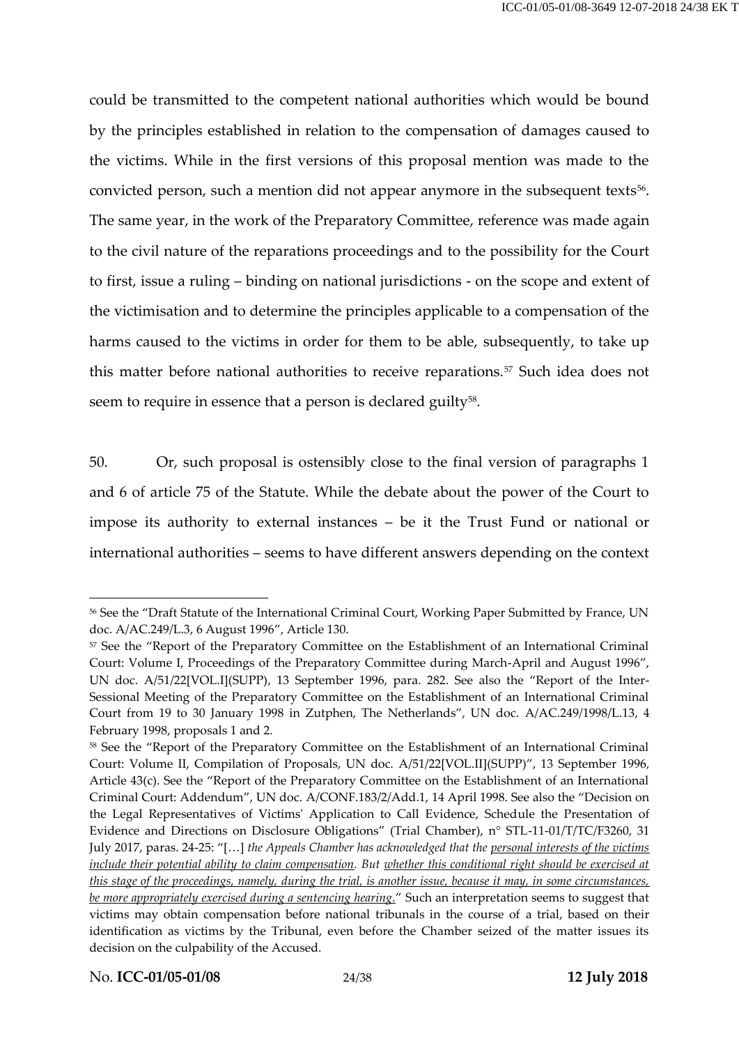could be transmitted to the competent national authorities which would be bound by the principles established in relation to the compensation of damages caused to the victims. While in the first versions of this proposal mention was made to the convicted person, such a mention did not appear anymore in the subsequent texts[56]. The same year, in the work of the Preparatory Committee, reference was made again to the civil nature of the reparations proceedings and to the possibility for the Court to first, issue a ruling – binding on national jurisdictions - on the scope and extent of the victimisation and to determine the principles applicable to a compensation of the harms caused to the victims in order for them to be able, subsequently, to take up this matter before national authorities to receive reparations.[57] Such idea does not seem to require in essence that a person is declared guilty[58].

50. Or, such proposal is ostensibly close to the final version of paragraphs 1 and 6 of article 75 of the Statute. While the debate about the power of the Court to impose its authority to external instances – be it the Trust Fund or national or international authorities – seems to have different answers depending on the context

---

[56] See the "Draft Statute of the International Criminal Court, Working Paper Submitted by France, UN doc. A/AC.249/L.3, 6 August 1996", Article 130.

[57] See the "Report of the Preparatory Committee on the Establishment of an International Criminal Court: Volume I, Proceedings of the Preparatory Committee during March-April and August 1996", UN doc. A/51/22[VOL.I](SUPP), 13 September 1996, para. 282. See also the "Report of the Inter-Sessional Meeting of the Preparatory Committee on the Establishment of an International Criminal Court from 19 to 30 January 1998 in Zutphen, The Netherlands", UN doc. A/AC.249/1998/L.13, 4 February 1998, proposals 1 and 2.

[58] See the "Report of the Preparatory Committee on the Establishment of an International Criminal Court: Volume II, Compilation of Proposals, UN doc. A/51/22[VOL.II](SUPP)", 13 September 1996, Article 43(c). See the "Report of the Preparatory Committee on the Establishment of an International Criminal Court: Addendum", UN doc. A/CONF.183/2/Add.1, 14 April 1998. See also the "Decision on the Legal Representatives of Victims' Application to Call Evidence, Schedule the Presentation of Evidence and Directions on Disclosure Obligations" (Trial Chamber), n° STL-11-01/T/TC/F3260, 31 July 2017, paras. 24-25: "[…] *the Appeals Chamber has acknowledged that the* <u>*personal interests of the victims include their potential ability to claim compensation*</u>*. But* <u>*whether this conditional right should be exercised at this stage of the proceedings, namely, during the trial, is another issue, because it may, in some circumstances, be more appropriately exercised during a sentencing hearing*</u>." Such an interpretation seems to suggest that victims may obtain compensation before national tribunals in the course of a trial, based on their identification as victims by the Tribunal, even before the Chamber seized of the matter issues its decision on the culpability of the Accused.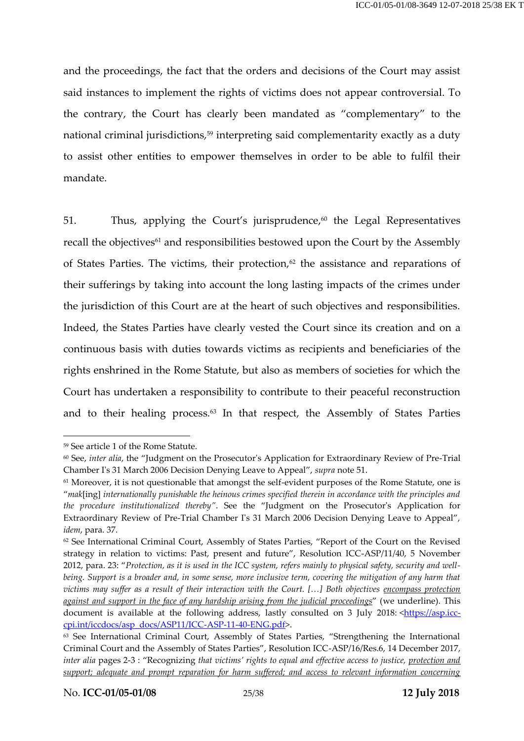and the proceedings, the fact that the orders and decisions of the Court may assist said instances to implement the rights of victims does not appear controversial. To the contrary, the Court has clearly been mandated as "complementary" to the national criminal jurisdictions,[59] interpreting said complementarity exactly as a duty to assist other entities to empower themselves in order to be able to fulfil their mandate.

51. Thus, applying the Court's jurisprudence,[60] the Legal Representatives recall the objectives[61] and responsibilities bestowed upon the Court by the Assembly of States Parties. The victims, their protection,[62] the assistance and reparations of their sufferings by taking into account the long lasting impacts of the crimes under the jurisdiction of this Court are at the heart of such objectives and responsibilities. Indeed, the States Parties have clearly vested the Court since its creation and on a continuous basis with duties towards victims as recipients and beneficiaries of the rights enshrined in the Rome Statute, but also as members of societies for which the Court has undertaken a responsibility to contribute to their peaceful reconstruction and to their healing process.[63] In that respect, the Assembly of States Parties

---

[59] See article 1 of the Rome Statute.

[60] See, *inter alia*, the "Judgment on the Prosecutor's Application for Extraordinary Review of Pre-Trial Chamber I's 31 March 2006 Decision Denying Leave to Appeal", *supra* note 51.

[61] Moreover, it is not questionable that amongst the self-evident purposes of the Rome Statute, one is "*mak*[ing] *internationally punishable the heinous crimes specified therein in accordance with the principles and the procedure institutionalized thereby*". See the "Judgment on the Prosecutor's Application for Extraordinary Review of Pre-Trial Chamber I's 31 March 2006 Decision Denying Leave to Appeal", *idem*, para. 37.

[62] See International Criminal Court, Assembly of States Parties, "Report of the Court on the Revised strategy in relation to victims: Past, present and future", Resolution ICC-ASP/11/40, 5 November 2012, para. 23: "*Protection, as it is used in the ICC system, refers mainly to physical safety, security and well-being. Support is a broader and, in some sense, more inclusive term, covering the mitigation of any harm that victims may suffer as a result of their interaction with the Court. […] Both objectives* ***encompass protection against and support in the face of any hardship arising from the judicial proceedings***" (we underline). This document is available at the following address, lastly consulted on 3 July 2018: <https://asp.icc-cpi.int/iccdocs/asp_docs/ASP11/ICC-ASP-11-40-ENG.pdf>.

[63] See International Criminal Court, Assembly of States Parties, "Strengthening the International Criminal Court and the Assembly of States Parties", Resolution ICC-ASP/16/Res.6, 14 December 2017, *inter alia* pages 2-3 : "Recognizing *that victims' rights to equal and effective access to justice,* ***protection and support; adequate and prompt reparation for harm suffered; and access to relevant information concerning***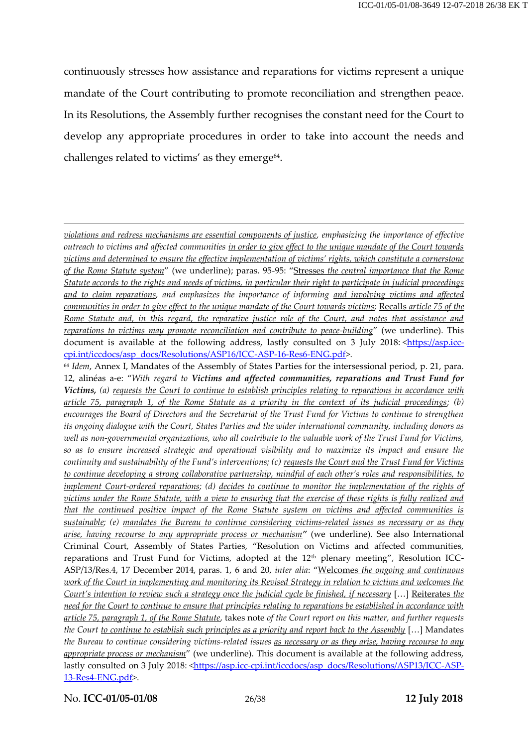continuously stresses how assistance and reparations for victims represent a unique mandate of the Court contributing to promote reconciliation and strengthen peace. In its Resolutions, the Assembly further recognises the constant need for the Court to develop any appropriate procedures in order to take into account the needs and challenges related to victims' as they emerge[64].

---

*violations and redress mechanisms are essential components of justice, emphasizing the importance of effective outreach to victims and affected communities in order to give effect to the unique mandate of the Court towards victims and determined to ensure the effective implementation of victims' rights, which constitute a cornerstone of the Rome Statute system*" (we underline); paras. 95-95: "Stresses *the central importance that the Rome Statute accords to the rights and needs of victims, in particular their right to participate in judicial proceedings and to claim reparations, and emphasizes the importance of informing and involving victims and affected communities in order to give effect to the unique mandate of the Court towards victims;* Recalls *article 75 of the Rome Statute and, in this regard, the reparative justice role of the Court, and notes that assistance and reparations to victims may promote reconciliation and contribute to peace-building*" (we underline). This document is available at the following address, lastly consulted on 3 July 2018: <https://asp.icc-cpi.int/iccdocs/asp_docs/Resolutions/ASP16/ICC-ASP-16-Res6-ENG.pdf>.

[64] *Idem*, Annex I, Mandates of the Assembly of States Parties for the intersessional period, p. 21, para. 12, alinéas a-e: "*With regard to **Victims and affected communities, reparations and Trust Fund for Victims,** (a) requests the Court to continue to establish principles relating to reparations in accordance with article 75, paragraph 1, of the Rome Statute as a priority in the context of its judicial proceedings; (b) encourages the Board of Directors and the Secretariat of the Trust Fund for Victims to continue to strengthen its ongoing dialogue with the Court, States Parties and the wider international community, including donors as well as non-governmental organizations, who all contribute to the valuable work of the Trust Fund for Victims, so as to ensure increased strategic and operational visibility and to maximize its impact and ensure the continuity and sustainability of the Fund's interventions; (c) requests the Court and the Trust Fund for Victims to continue developing a strong collaborative partnership, mindful of each other's roles and responsibilities, to implement Court-ordered reparations; (d) decides to continue to monitor the implementation of the rights of victims under the Rome Statute, with a view to ensuring that the exercise of these rights is fully realized and that the continued positive impact of the Rome Statute system on victims and affected communities is sustainable; (e) mandates the Bureau to continue considering victims-related issues as necessary or as they arise, having recourse to any appropriate process or mechanism*" (we underline). See also International Criminal Court, Assembly of States Parties, "Resolution on Victims and affected communities, reparations and Trust Fund for Victims, adopted at the 12th plenary meeting", Resolution ICC-ASP/13/Res.4, 17 December 2014, paras. 1, 6 and 20, *inter alia*: "Welcomes *the ongoing and continuous work of the Court in implementing and monitoring its Revised Strategy in relation to victims and welcomes the Court's intention to review such a strategy once the judicial cycle be finished, if necessary* […] Reiterates *the need for the Court to continue to ensure that principles relating to reparations be established in accordance with article 75, paragraph 1, of the Rome Statute*, takes note *of the Court report on this matter, and further requests the Court to continue to establish such principles as a priority and report back to the Assembly* […] Mandates *the Bureau to continue considering victims-related issues as necessary or as they arise, having recourse to any appropriate process or mechanism*" (we underline). This document is available at the following address, lastly consulted on 3 July 2018: <https://asp.icc-cpi.int/iccdocs/asp_docs/Resolutions/ASP13/ICC-ASP-13-Res4-ENG.pdf>.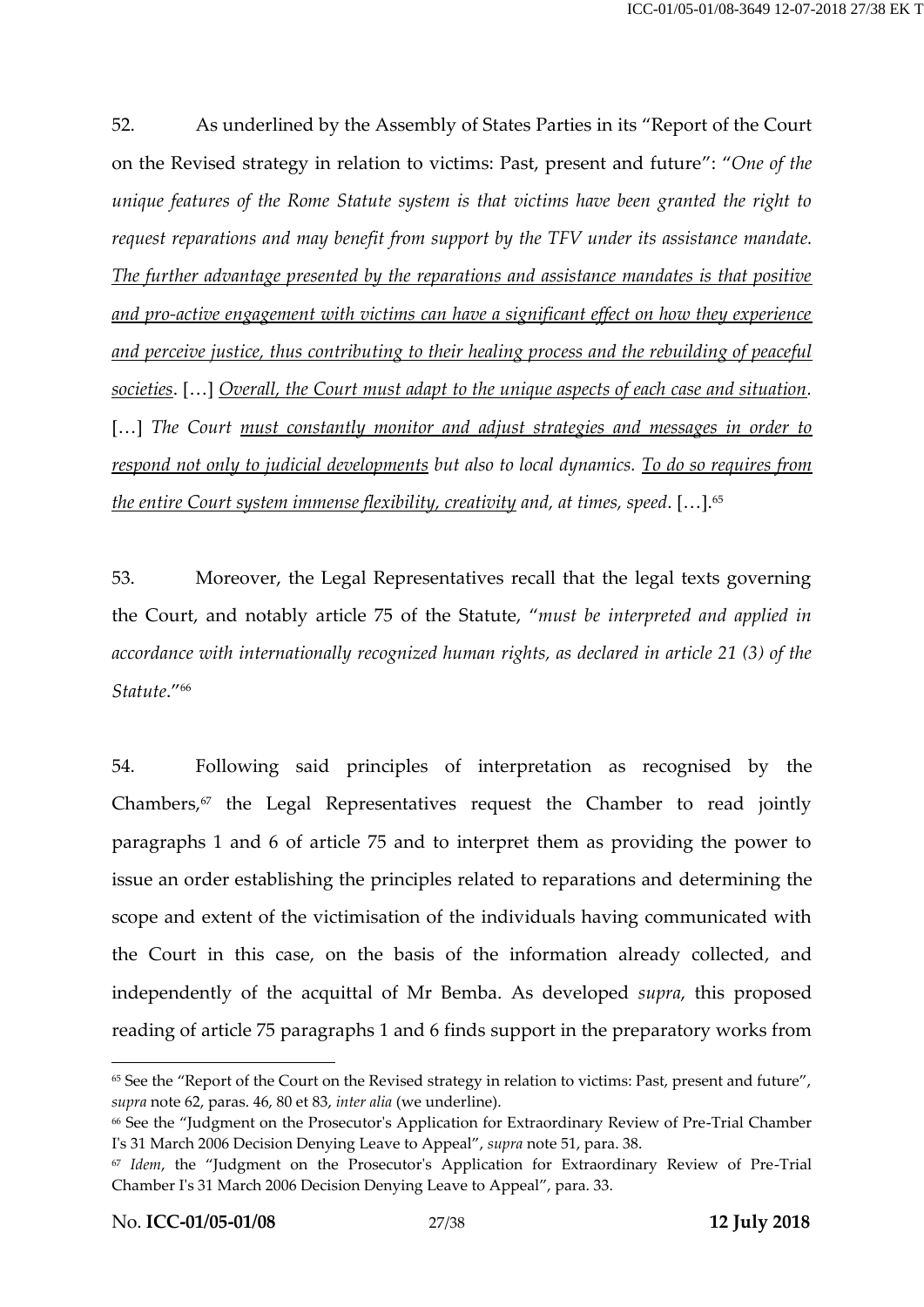52. As underlined by the Assembly of States Parties in its "Report of the Court on the Revised strategy in relation to victims: Past, present and future": "*One of the unique features of the Rome Statute system is that victims have been granted the right to request reparations and may benefit from support by the TFV under its assistance mandate. <u>The further advantage presented by the reparations and assistance mandates is that positive and pro-active engagement with victims can have a significant effect on how they experience and perceive justice, thus contributing to their healing process and the rebuilding of peaceful societies</u>*. […] *<u>Overall, the Court must adapt to the unique aspects of each case and situation</u>*. […] *The Court <u>must constantly monitor and adjust strategies and messages in order to respond not only to judicial developments</u> but also to local dynamics. <u>To do so requires from the entire Court system immense flexibility, creativity</u> and, at times, speed*. […].[65]

53. Moreover, the Legal Representatives recall that the legal texts governing the Court, and notably article 75 of the Statute, "*must be interpreted and applied in accordance with internationally recognized human rights, as declared in article 21 (3) of the Statute*."[66]

54. Following said principles of interpretation as recognised by the Chambers,[67] the Legal Representatives request the Chamber to read jointly paragraphs 1 and 6 of article 75 and to interpret them as providing the power to issue an order establishing the principles related to reparations and determining the scope and extent of the victimisation of the individuals having communicated with the Court in this case, on the basis of the information already collected, and independently of the acquittal of Mr Bemba. As developed *supra*, this proposed reading of article 75 paragraphs 1 and 6 finds support in the preparatory works from

---

[65] See the "Report of the Court on the Revised strategy in relation to victims: Past, present and future", *supra* note 62, paras. 46, 80 et 83, *inter alia* (we underline).

[66] See the "Judgment on the Prosecutor's Application for Extraordinary Review of Pre-Trial Chamber I's 31 March 2006 Decision Denying Leave to Appeal", *supra* note 51, para. 38.

[67] *Idem*, the "Judgment on the Prosecutor's Application for Extraordinary Review of Pre-Trial Chamber I's 31 March 2006 Decision Denying Leave to Appeal", para. 33.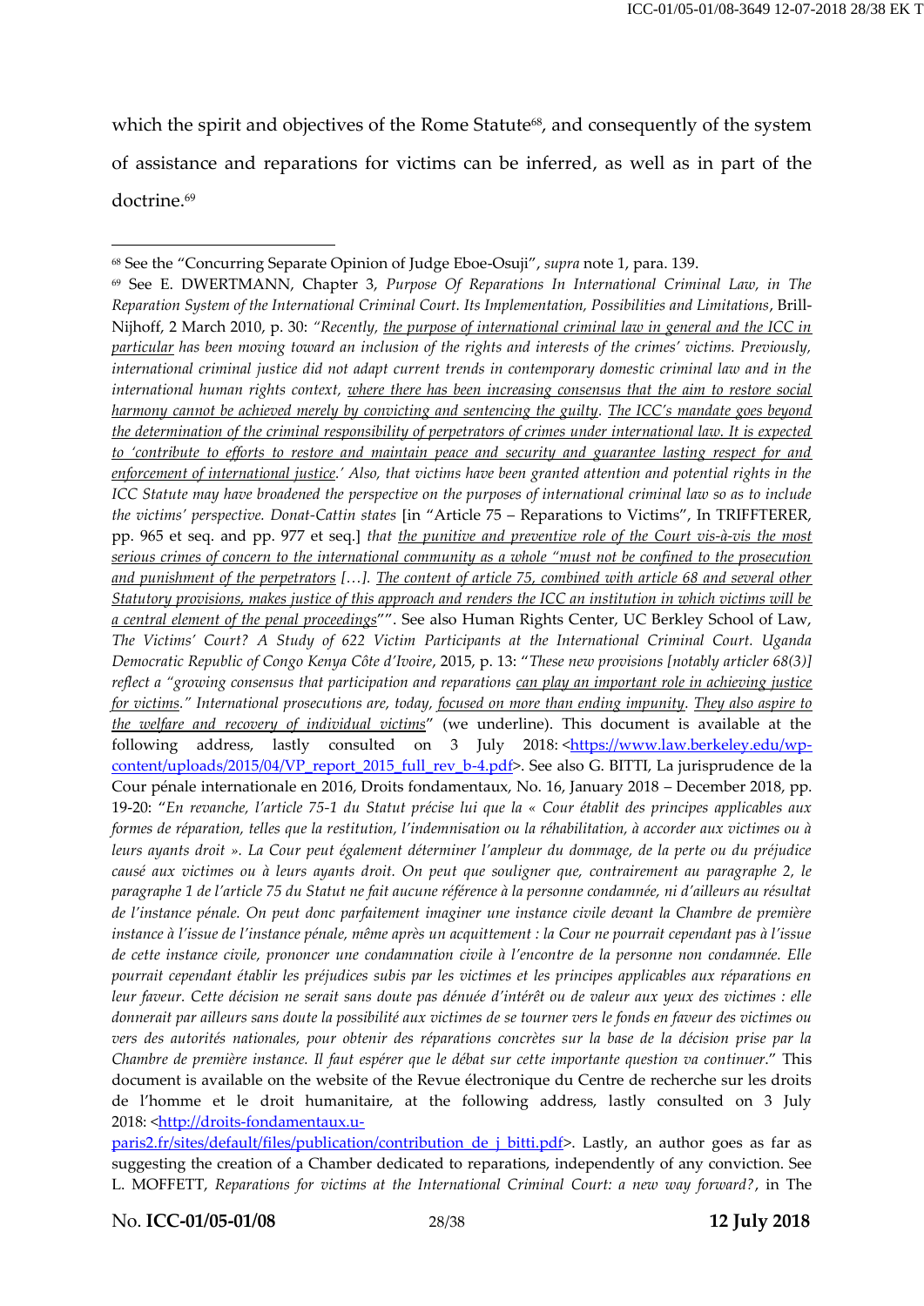which the spirit and objectives of the Rome Statute[68], and consequently of the system of assistance and reparations for victims can be inferred, as well as in part of the doctrine.[69]

---

[68] See the "Concurring Separate Opinion of Judge Eboe-Osuji", *supra* note 1, para. 139.

[69] See E. DWERTMANN, Chapter 3, *Purpose Of Reparations In International Criminal Law, in The Reparation System of the International Criminal Court. Its Implementation, Possibilities and Limitations*, Brill-Nijhoff, 2 March 2010, p. 30: *"Recently, <u>the purpose of international criminal law in general and the ICC in particular</u> has been moving toward an inclusion of the rights and interests of the crimes' victims. Previously, international criminal justice did not adapt current trends in contemporary domestic criminal law and in the international human rights context, <u>where there has been increasing consensus that the aim to restore social harmony cannot be achieved merely by convicting and sentencing the guilty</u>. <u>The ICC's mandate goes beyond the determination of the criminal responsibility of perpetrators of crimes under international law. It is expected to 'contribute to efforts to restore and maintain peace and security and guarantee lasting respect for and enforcement of international justice</u>.' Also, that victims have been granted attention and potential rights in the ICC Statute may have broadened the perspective on the purposes of international criminal law so as to include the victims' perspective. Donat-Cattin states* [in "Article 75 – Reparations to Victims", In TRIFFTERER, pp. 965 et seq. and pp. 977 et seq.] *that <u>the punitive and preventive role of the Court vis-à-vis the most serious crimes of concern to the international community as a whole "must not be confined to the prosecution and punishment of the perpetrators</u> […]. <u>The content of article 75, combined with article 68 and several other Statutory provisions, makes justice of this approach and renders the ICC an institution in which victims will be a central element of the penal proceedings</u>*"". See also Human Rights Center, UC Berkley School of Law, *The Victims' Court? A Study of 622 Victim Participants at the International Criminal Court. Uganda Democratic Republic of Congo Kenya Côte d'Ivoire*, 2015, p. 13: "*These new provisions [notably articler 68(3)] reflect a "growing consensus that participation and reparations <u>can play an important role in achieving justice for victims</u>." International prosecutions are, today, <u>focused on more than ending impunity</u>. <u>They also aspire to the welfare and recovery of individual victims</u>*" (we underline). This document is available at the following address, lastly consulted on 3 July 2018: <https://www.law.berkeley.edu/wp-content/uploads/2015/04/VP_report_2015_full_rev_b-4.pdf>. See also G. BITTI, La jurisprudence de la Cour pénale internationale en 2016, Droits fondamentaux, No. 16, January 2018 – December 2018, pp. 19-20: "*En revanche, l'article 75-1 du Statut précise lui que la « Cour établit des principes applicables aux formes de réparation, telles que la restitution, l'indemnisation ou la réhabilitation, à accorder aux victimes ou à leurs ayants droit ». La Cour peut également déterminer l'ampleur du dommage, de la perte ou du préjudice causé aux victimes ou à leurs ayants droit. On peut que souligner que, contrairement au paragraphe 2, le paragraphe 1 de l'article 75 du Statut ne fait aucune référence à la personne condamnée, ni d'ailleurs au résultat de l'instance pénale. On peut donc parfaitement imaginer une instance civile devant la Chambre de première instance à l'issue de l'instance pénale, même après un acquittement : la Cour ne pourrait cependant pas à l'issue de cette instance civile, prononcer une condamnation civile à l'encontre de la personne non condamnée. Elle pourrait cependant établir les préjudices subis par les victimes et les principes applicables aux réparations en leur faveur. Cette décision ne serait sans doute pas dénuée d'intérêt ou de valeur aux yeux des victimes : elle donnerait par ailleurs sans doute la possibilité aux victimes de se tourner vers le fonds en faveur des victimes ou vers des autorités nationales, pour obtenir des réparations concrètes sur la base de la décision prise par la Chambre de première instance. Il faut espérer que le débat sur cette importante question va continuer*." This document is available on the website of the Revue électronique du Centre de recherche sur les droits de l'homme et le droit humanitaire, at the following address, lastly consulted on 3 July 2018: <http://droits-fondamentaux.u-paris2.fr/sites/default/files/publication/contribution_de_j_bitti.pdf>. Lastly, an author goes as far as suggesting the creation of a Chamber dedicated to reparations, independently of any conviction. See L. MOFFETT, *Reparations for victims at the International Criminal Court: a new way forward?*, in The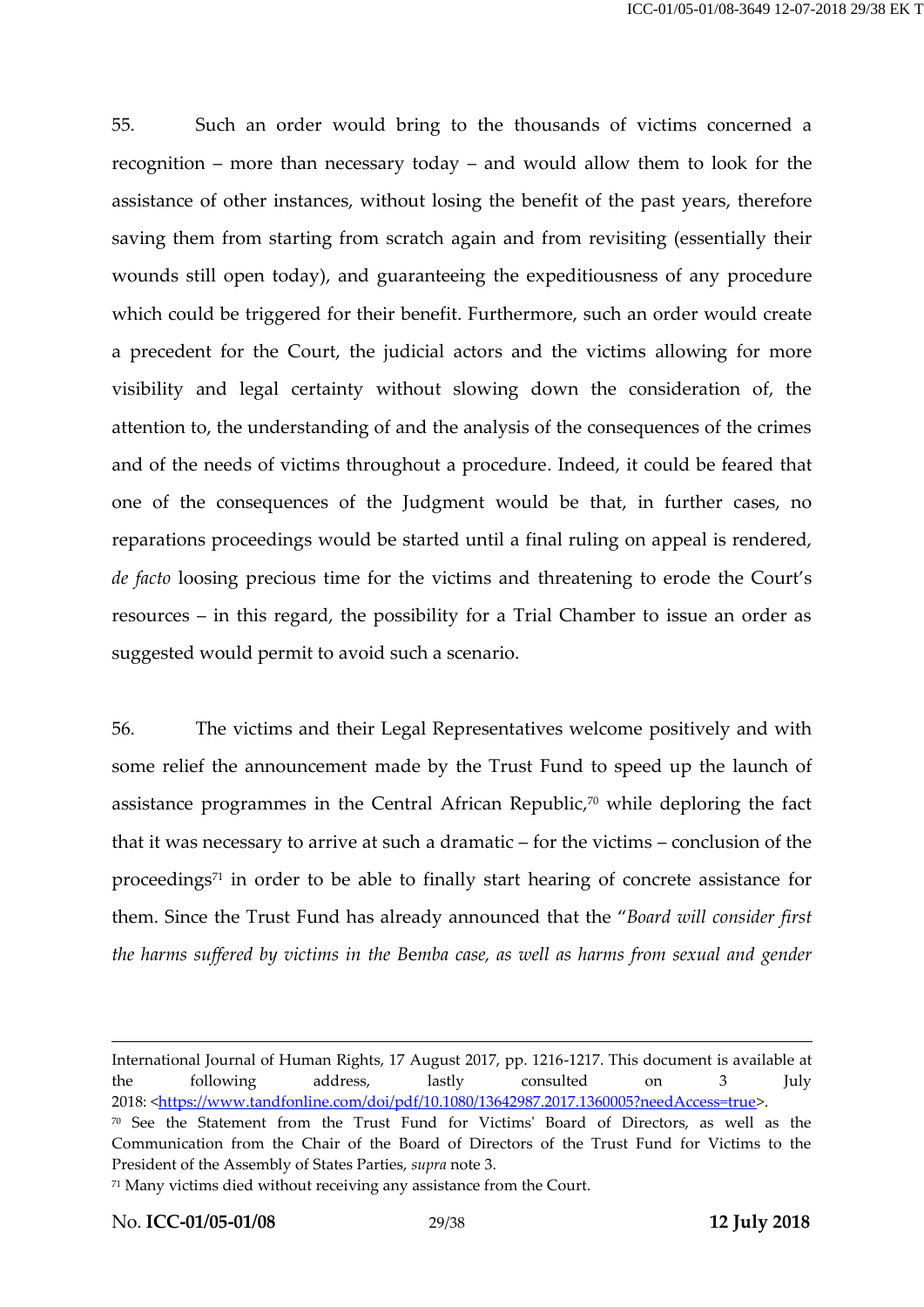55. Such an order would bring to the thousands of victims concerned a recognition – more than necessary today – and would allow them to look for the assistance of other instances, without losing the benefit of the past years, therefore saving them from starting from scratch again and from revisiting (essentially their wounds still open today), and guaranteeing the expeditiousness of any procedure which could be triggered for their benefit. Furthermore, such an order would create a precedent for the Court, the judicial actors and the victims allowing for more visibility and legal certainty without slowing down the consideration of, the attention to, the understanding of and the analysis of the consequences of the crimes and of the needs of victims throughout a procedure. Indeed, it could be feared that one of the consequences of the Judgment would be that, in further cases, no reparations proceedings would be started until a final ruling on appeal is rendered, *de facto* loosing precious time for the victims and threatening to erode the Court's resources – in this regard, the possibility for a Trial Chamber to issue an order as suggested would permit to avoid such a scenario.

56. The victims and their Legal Representatives welcome positively and with some relief the announcement made by the Trust Fund to speed up the launch of assistance programmes in the Central African Republic,[70] while deploring the fact that it was necessary to arrive at such a dramatic – for the victims – conclusion of the proceedings[71] in order to be able to finally start hearing of concrete assistance for them. Since the Trust Fund has already announced that the "*Board will consider first the harms suffered by victims in the Bemba case, as well as harms from sexual and gender*

---

International Journal of Human Rights, 17 August 2017, pp. 1216-1217. This document is available at the following address, lastly consulted on 3 July 2018: <https://www.tandfonline.com/doi/pdf/10.1080/13642987.2017.1360005?needAccess=true>.

[70] See the Statement from the Trust Fund for Victims' Board of Directors, as well as the Communication from the Chair of the Board of Directors of the Trust Fund for Victims to the President of the Assembly of States Parties, *supra* note 3.

[71] Many victims died without receiving any assistance from the Court.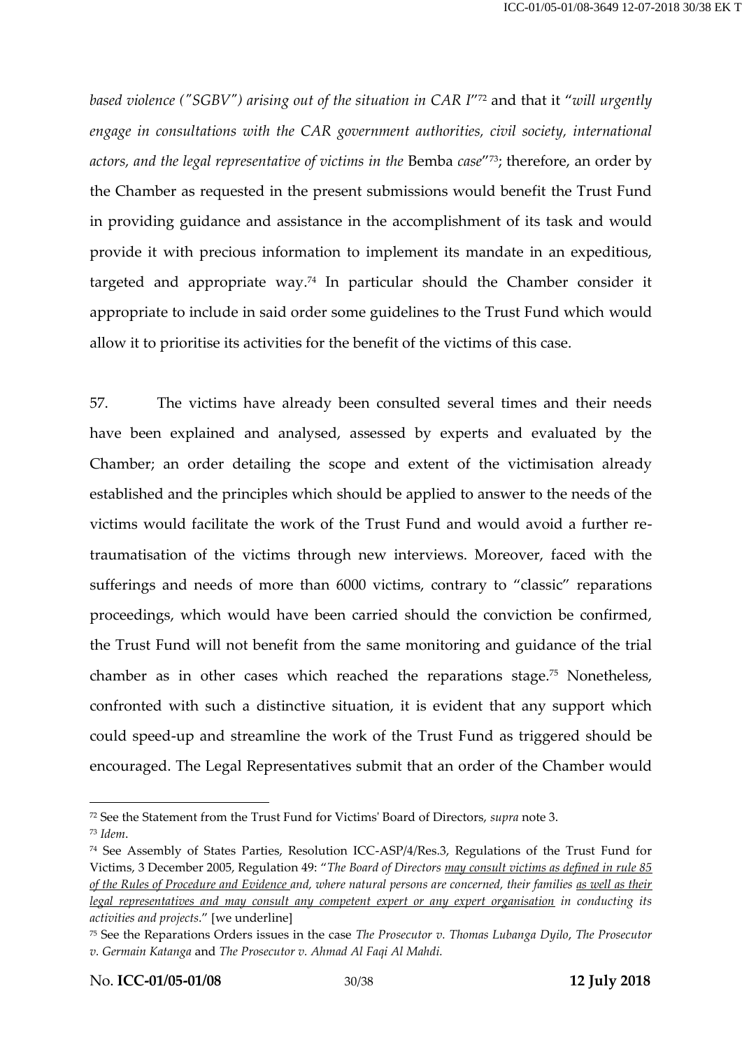*based violence ("SGBV") arising out of the situation in CAR I*"[72] and that it "*will urgently engage in consultations with the CAR government authorities, civil society, international actors, and the legal representative of victims in the* Bemba *case*"[73]; therefore, an order by the Chamber as requested in the present submissions would benefit the Trust Fund in providing guidance and assistance in the accomplishment of its task and would provide it with precious information to implement its mandate in an expeditious, targeted and appropriate way.[74] In particular should the Chamber consider it appropriate to include in said order some guidelines to the Trust Fund which would allow it to prioritise its activities for the benefit of the victims of this case.

57. The victims have already been consulted several times and their needs have been explained and analysed, assessed by experts and evaluated by the Chamber; an order detailing the scope and extent of the victimisation already established and the principles which should be applied to answer to the needs of the victims would facilitate the work of the Trust Fund and would avoid a further re-traumatisation of the victims through new interviews. Moreover, faced with the sufferings and needs of more than 6000 victims, contrary to "classic" reparations proceedings, which would have been carried should the conviction be confirmed, the Trust Fund will not benefit from the same monitoring and guidance of the trial chamber as in other cases which reached the reparations stage.[75] Nonetheless, confronted with such a distinctive situation, it is evident that any support which could speed-up and streamline the work of the Trust Fund as triggered should be encouraged. The Legal Representatives submit that an order of the Chamber would

---

[72] See the Statement from the Trust Fund for Victims' Board of Directors, *supra* note 3.

[73] *Idem*.

[74] See Assembly of States Parties, Resolution ICC-ASP/4/Res.3, Regulations of the Trust Fund for Victims, 3 December 2005, Regulation 49: "*The Board of Directors <u>may consult victims as defined in rule 85 of the Rules of Procedure and Evidence</u> and, where natural persons are concerned, their families <u>as well as their legal representatives and may consult any competent expert or any expert organisation</u> in conducting its activities and projects*." [we underline]

[75] See the Reparations Orders issues in the case *The Prosecutor v. Thomas Lubanga Dyilo*, *The Prosecutor v. Germain Katanga* and *The Prosecutor v. Ahmad Al Faqi Al Mahdi.*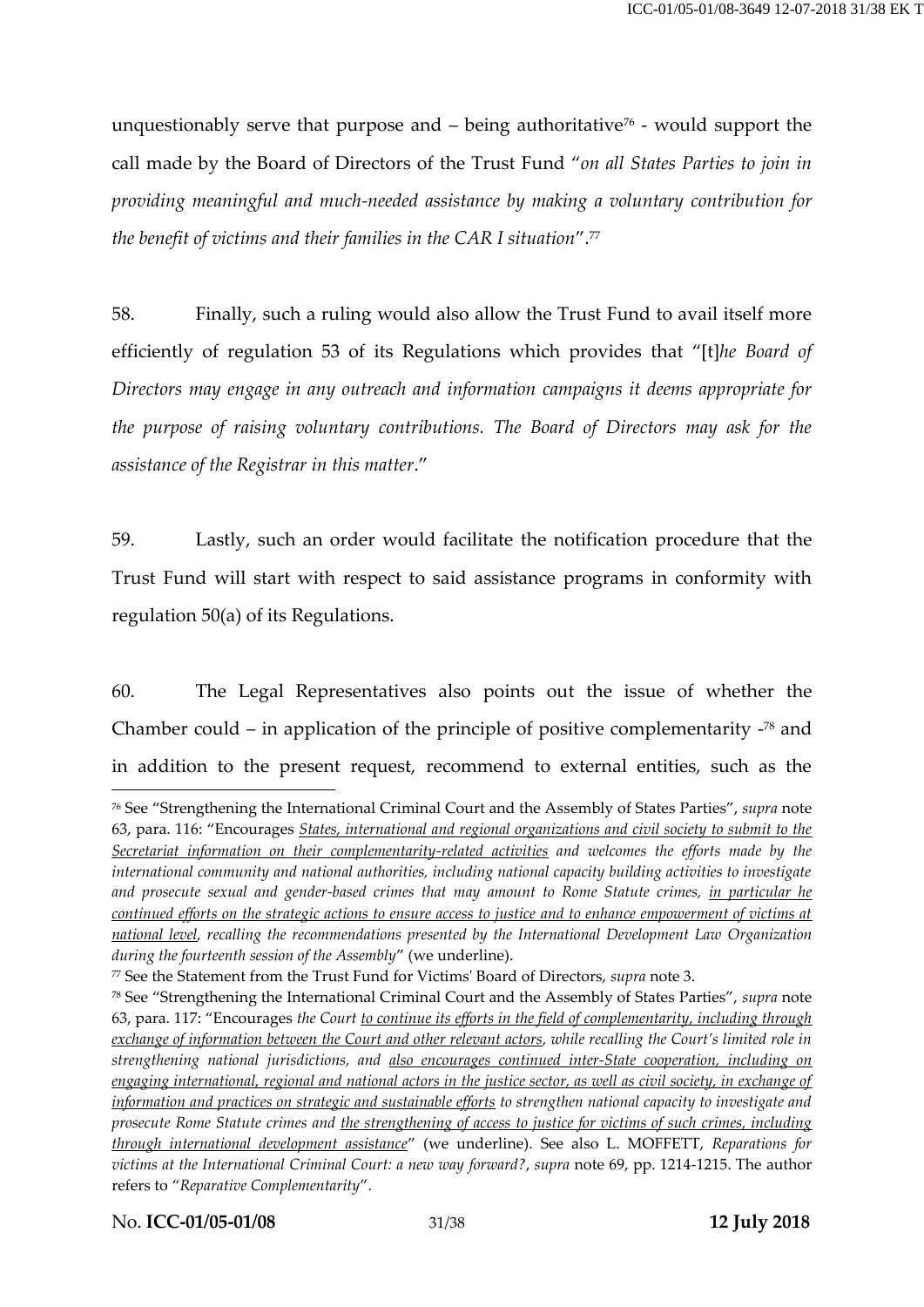unquestionably serve that purpose and – being authoritative[76] - would support the call made by the Board of Directors of the Trust Fund "*on all States Parties to join in providing meaningful and much-needed assistance by making a voluntary contribution for the benefit of victims and their families in the CAR I situation*".[77]

58. Finally, such a ruling would also allow the Trust Fund to avail itself more efficiently of regulation 53 of its Regulations which provides that "[t]*he Board of Directors may engage in any outreach and information campaigns it deems appropriate for the purpose of raising voluntary contributions. The Board of Directors may ask for the assistance of the Registrar in this matter*."

59. Lastly, such an order would facilitate the notification procedure that the Trust Fund will start with respect to said assistance programs in conformity with regulation 50(a) of its Regulations.

60. The Legal Representatives also points out the issue of whether the Chamber could – in application of the principle of positive complementarity -[78] and in addition to the present request, recommend to external entities, such as the

---

[76] See "Strengthening the International Criminal Court and the Assembly of States Parties", *supra* note 63, para. 116: "Encourages *<u>States, international and regional organizations and civil society to submit to the Secretariat information on their complementarity-related activities</u> and welcomes the efforts made by the international community and national authorities, including national capacity building activities to investigate and prosecute sexual and gender-based crimes that may amount to Rome Statute crimes, <u>in particular he continued efforts on the strategic actions to ensure access to justice and to enhance empowerment of victims at national level</u>, recalling the recommendations presented by the International Development Law Organization during the fourteenth session of the Assembly*" (we underline).

[77] See the Statement from the Trust Fund for Victims' Board of Directors, *supra* note 3.

[78] See "Strengthening the International Criminal Court and the Assembly of States Parties", *supra* note 63, para. 117: "Encourages *the Court <u>to continue its efforts in the field of complementarity, including through exchange of information between the Court and other relevant actors</u>, while recalling the Court's limited role in strengthening national jurisdictions, and <u>also encourages continued inter-State cooperation, including on engaging international, regional and national actors in the justice sector, as well as civil society, in exchange of information and practices on strategic and sustainable efforts</u> to strengthen national capacity to investigate and prosecute Rome Statute crimes and <u>the strengthening of access to justice for victims of such crimes, including through international development assistance</u>*" (we underline). See also L. MOFFETT, *Reparations for victims at the International Criminal Court: a new way forward?*, *supra* note 69, pp. 1214-1215. The author refers to "*Reparative Complementarity*".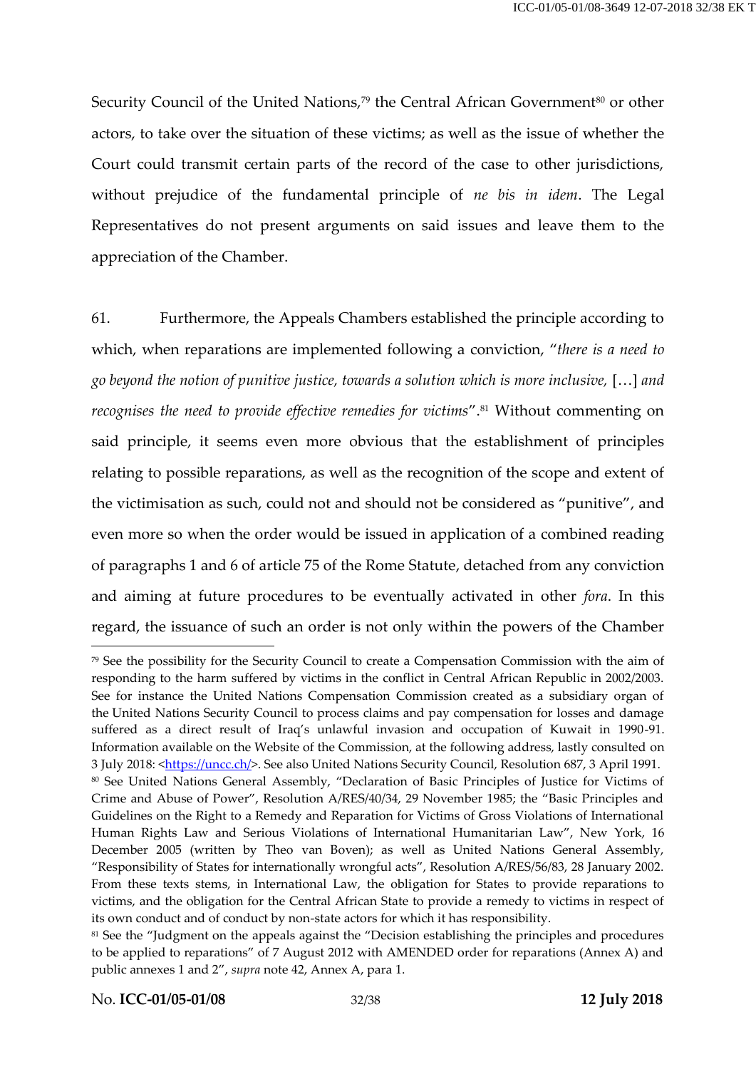Security Council of the United Nations,[79] the Central African Government[80] or other actors, to take over the situation of these victims; as well as the issue of whether the Court could transmit certain parts of the record of the case to other jurisdictions, without prejudice of the fundamental principle of *ne bis in idem*. The Legal Representatives do not present arguments on said issues and leave them to the appreciation of the Chamber.

61. Furthermore, the Appeals Chambers established the principle according to which, when reparations are implemented following a conviction, "*there is a need to go beyond the notion of punitive justice, towards a solution which is more inclusive,* […] *and recognises the need to provide effective remedies for victims*".[81] Without commenting on said principle, it seems even more obvious that the establishment of principles relating to possible reparations, as well as the recognition of the scope and extent of the victimisation as such, could not and should not be considered as "punitive", and even more so when the order would be issued in application of a combined reading of paragraphs 1 and 6 of article 75 of the Rome Statute, detached from any conviction and aiming at future procedures to be eventually activated in other *fora*. In this regard, the issuance of such an order is not only within the powers of the Chamber

---

[79] See the possibility for the Security Council to create a Compensation Commission with the aim of responding to the harm suffered by victims in the conflict in Central African Republic in 2002/2003. See for instance the United Nations Compensation Commission created as a subsidiary organ of the United Nations Security Council to process claims and pay compensation for losses and damage suffered as a direct result of Iraq's unlawful invasion and occupation of Kuwait in 1990-91. Information available on the Website of the Commission, at the following address, lastly consulted on 3 July 2018: <https://uncc.ch/>. See also United Nations Security Council, Resolution 687, 3 April 1991.

[80] See United Nations General Assembly, "Declaration of Basic Principles of Justice for Victims of Crime and Abuse of Power", Resolution A/RES/40/34, 29 November 1985; the "Basic Principles and Guidelines on the Right to a Remedy and Reparation for Victims of Gross Violations of International Human Rights Law and Serious Violations of International Humanitarian Law", New York, 16 December 2005 (written by Theo van Boven); as well as United Nations General Assembly, "Responsibility of States for internationally wrongful acts", Resolution A/RES/56/83, 28 January 2002. From these texts stems, in International Law, the obligation for States to provide reparations to victims, and the obligation for the Central African State to provide a remedy to victims in respect of its own conduct and of conduct by non-state actors for which it has responsibility.

[81] See the "Judgment on the appeals against the "Decision establishing the principles and procedures to be applied to reparations" of 7 August 2012 with AMENDED order for reparations (Annex A) and public annexes 1 and 2", *supra* note 42, Annex A, para 1.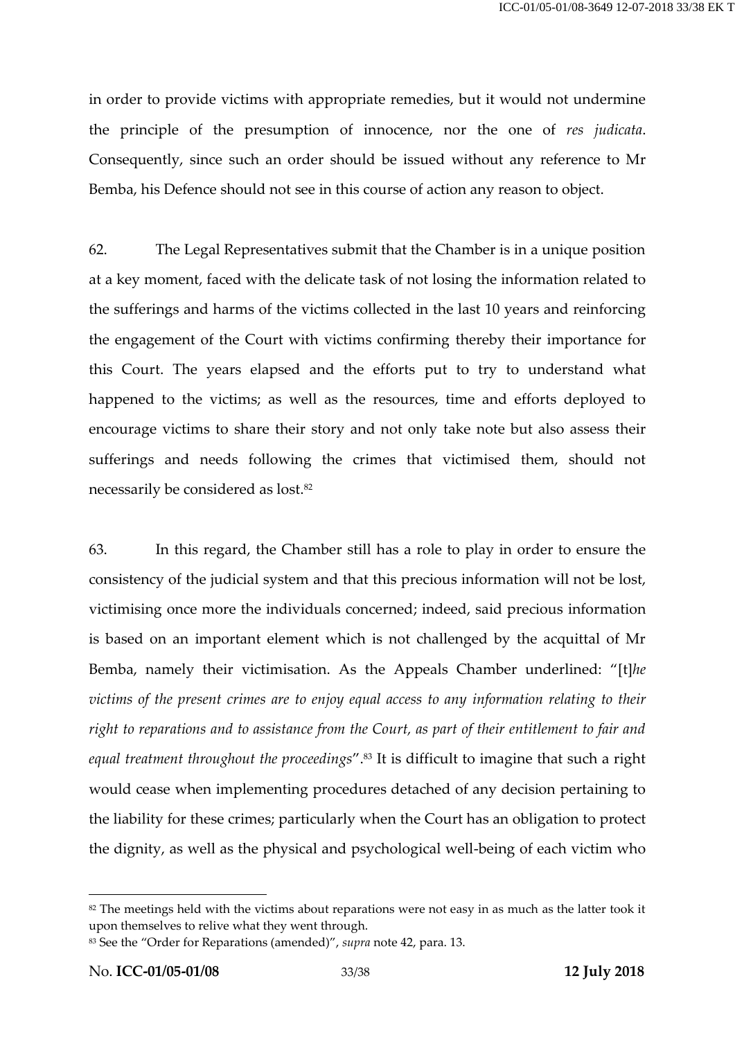in order to provide victims with appropriate remedies, but it would not undermine the principle of the presumption of innocence, nor the one of *res judicata*. Consequently, since such an order should be issued without any reference to Mr Bemba, his Defence should not see in this course of action any reason to object.

62. The Legal Representatives submit that the Chamber is in a unique position at a key moment, faced with the delicate task of not losing the information related to the sufferings and harms of the victims collected in the last 10 years and reinforcing the engagement of the Court with victims confirming thereby their importance for this Court. The years elapsed and the efforts put to try to understand what happened to the victims; as well as the resources, time and efforts deployed to encourage victims to share their story and not only take note but also assess their sufferings and needs following the crimes that victimised them, should not necessarily be considered as lost.[82]

63. In this regard, the Chamber still has a role to play in order to ensure the consistency of the judicial system and that this precious information will not be lost, victimising once more the individuals concerned; indeed, said precious information is based on an important element which is not challenged by the acquittal of Mr Bemba, namely their victimisation. As the Appeals Chamber underlined: "[t]*he victims of the present crimes are to enjoy equal access to any information relating to their right to reparations and to assistance from the Court, as part of their entitlement to fair and equal treatment throughout the proceedings*".[83] It is difficult to imagine that such a right would cease when implementing procedures detached of any decision pertaining to the liability for these crimes; particularly when the Court has an obligation to protect the dignity, as well as the physical and psychological well-being of each victim who

[82] The meetings held with the victims about reparations were not easy in as much as the latter took it upon themselves to relive what they went through.

[83] See the "Order for Reparations (amended)", *supra* note 42, para. 13.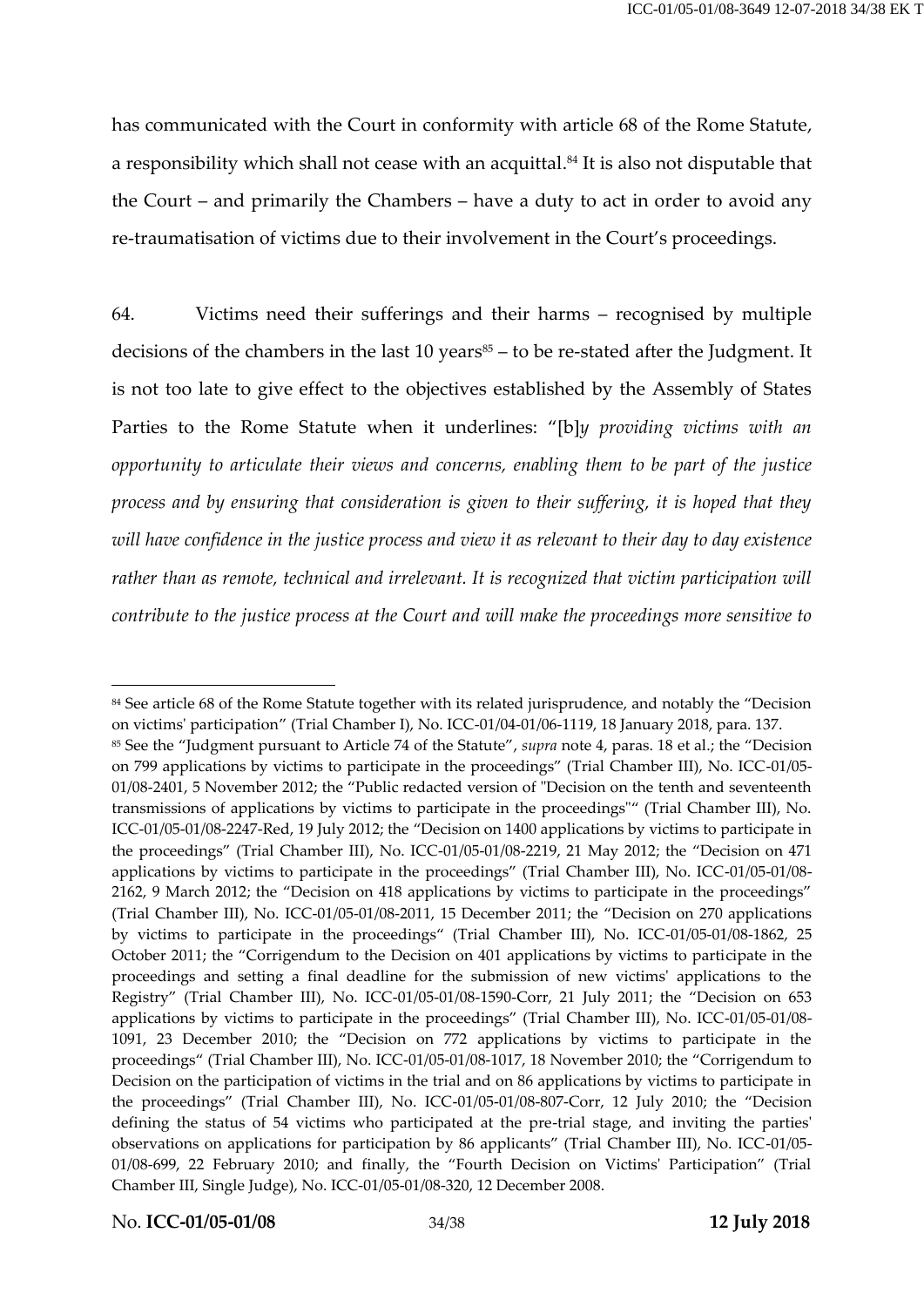has communicated with the Court in conformity with article 68 of the Rome Statute, a responsibility which shall not cease with an acquittal.[84] It is also not disputable that the Court – and primarily the Chambers – have a duty to act in order to avoid any re-traumatisation of victims due to their involvement in the Court's proceedings.

64. Victims need their sufferings and their harms – recognised by multiple decisions of the chambers in the last 10 years[85] – to be re-stated after the Judgment. It is not too late to give effect to the objectives established by the Assembly of States Parties to the Rome Statute when it underlines: "[b]*y providing victims with an opportunity to articulate their views and concerns, enabling them to be part of the justice process and by ensuring that consideration is given to their suffering, it is hoped that they will have confidence in the justice process and view it as relevant to their day to day existence rather than as remote, technical and irrelevant. It is recognized that victim participation will contribute to the justice process at the Court and will make the proceedings more sensitive to*

---

[84] See article 68 of the Rome Statute together with its related jurisprudence, and notably the "Decision on victims' participation" (Trial Chamber I), No. ICC-01/04-01/06-1119, 18 January 2018, para. 137.

[85] See the "Judgment pursuant to Article 74 of the Statute", *supra* note 4, paras. 18 et al.; the "Decision on 799 applications by victims to participate in the proceedings" (Trial Chamber III), No. ICC-01/05-01/08-2401, 5 November 2012; the "Public redacted version of "Decision on the tenth and seventeenth transmissions of applications by victims to participate in the proceedings"" (Trial Chamber III), No. ICC-01/05-01/08-2247-Red, 19 July 2012; the "Decision on 1400 applications by victims to participate in the proceedings" (Trial Chamber III), No. ICC-01/05-01/08-2219, 21 May 2012; the "Decision on 471 applications by victims to participate in the proceedings" (Trial Chamber III), No. ICC-01/05-01/08-2162, 9 March 2012; the "Decision on 418 applications by victims to participate in the proceedings" (Trial Chamber III), No. ICC-01/05-01/08-2011, 15 December 2011; the "Decision on 270 applications by victims to participate in the proceedings" (Trial Chamber III), No. ICC-01/05-01/08-1862, 25 October 2011; the "Corrigendum to the Decision on 401 applications by victims to participate in the proceedings and setting a final deadline for the submission of new victims' applications to the Registry" (Trial Chamber III), No. ICC-01/05-01/08-1590-Corr, 21 July 2011; the "Decision on 653 applications by victims to participate in the proceedings" (Trial Chamber III), No. ICC-01/05-01/08-1091, 23 December 2010; the "Decision on 772 applications by victims to participate in the proceedings" (Trial Chamber III), No. ICC-01/05-01/08-1017, 18 November 2010; the "Corrigendum to Decision on the participation of victims in the trial and on 86 applications by victims to participate in the proceedings" (Trial Chamber III), No. ICC-01/05-01/08-807-Corr, 12 July 2010; the "Decision defining the status of 54 victims who participated at the pre-trial stage, and inviting the parties' observations on applications for participation by 86 applicants" (Trial Chamber III), No. ICC-01/05-01/08-699, 22 February 2010; and finally, the "Fourth Decision on Victims' Participation" (Trial Chamber III, Single Judge), No. ICC-01/05-01/08-320, 12 December 2008.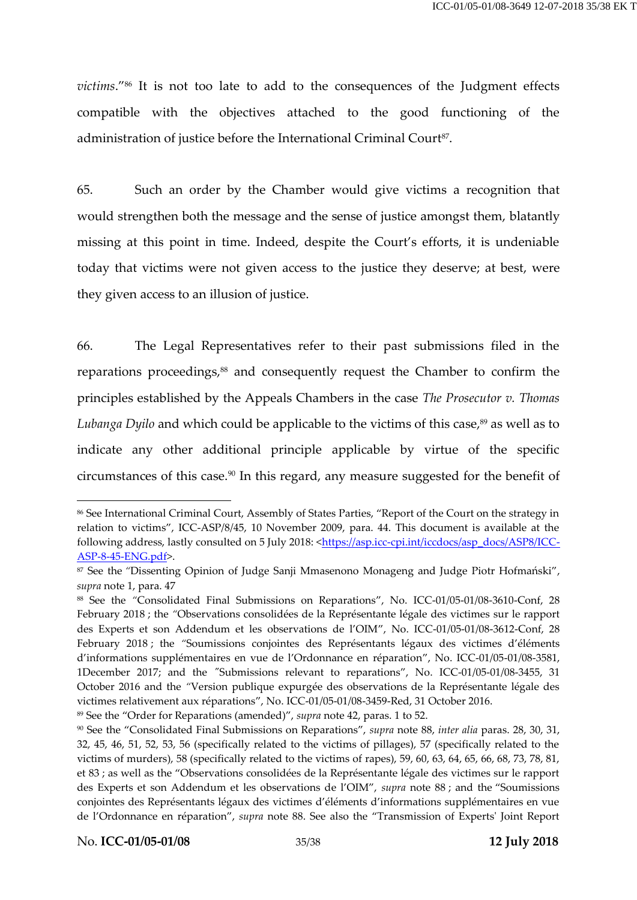*victims*."[86] It is not too late to add to the consequences of the Judgment effects compatible with the objectives attached to the good functioning of the administration of justice before the International Criminal Court[87].

65. Such an order by the Chamber would give victims a recognition that would strengthen both the message and the sense of justice amongst them, blatantly missing at this point in time. Indeed, despite the Court's efforts, it is undeniable today that victims were not given access to the justice they deserve; at best, were they given access to an illusion of justice.

66. The Legal Representatives refer to their past submissions filed in the reparations proceedings,[88] and consequently request the Chamber to confirm the principles established by the Appeals Chambers in the case *The Prosecutor v. Thomas Lubanga Dyilo* and which could be applicable to the victims of this case,[89] as well as to indicate any other additional principle applicable by virtue of the specific circumstances of this case.[90] In this regard, any measure suggested for the benefit of

---

[86] See International Criminal Court, Assembly of States Parties, "Report of the Court on the strategy in relation to victims", ICC-ASP/8/45, 10 November 2009, para. 44. This document is available at the following address, lastly consulted on 5 July 2018: <https://asp.icc-cpi.int/iccdocs/asp_docs/ASP8/ICC-ASP-8-45-ENG.pdf>.

[87] See the "Dissenting Opinion of Judge Sanji Mmasenono Monageng and Judge Piotr Hofmański", *supra* note 1, para. 47

[88] See the "Consolidated Final Submissions on Reparations", No. ICC-01/05-01/08-3610-Conf, 28 February 2018 ; the "Observations consolidées de la Représentante légale des victimes sur le rapport des Experts et son Addendum et les observations de l'OIM", No. ICC-01/05-01/08-3612-Conf, 28 February 2018 ; the "Soumissions conjointes des Représentants légaux des victimes d'éléments d'informations supplémentaires en vue de l'Ordonnance en réparation", No. ICC-01/05-01/08-3581, 1December 2017; and the "Submissions relevant to reparations", No. ICC-01/05-01/08-3455, 31 October 2016 and the "Version publique expurgée des observations de la Représentante légale des victimes relativement aux réparations", No. ICC-01/05-01/08-3459-Red, 31 October 2016.

[89] See the "Order for Reparations (amended)", *supra* note 42, paras. 1 to 52.

[90] See the "Consolidated Final Submissions on Reparations", *supra* note 88, *inter alia* paras. 28, 30, 31, 32, 45, 46, 51, 52, 53, 56 (specifically related to the victims of pillages), 57 (specifically related to the victims of murders), 58 (specifically related to the victims of rapes), 59, 60, 63, 64, 65, 66, 68, 73, 78, 81, et 83 ; as well as the "Observations consolidées de la Représentante légale des victimes sur le rapport des Experts et son Addendum et les observations de l'OIM", *supra* note 88 ; and the "Soumissions conjointes des Représentants légaux des victimes d'éléments d'informations supplémentaires en vue de l'Ordonnance en réparation", *supra* note 88. See also the "Transmission of Experts' Joint Report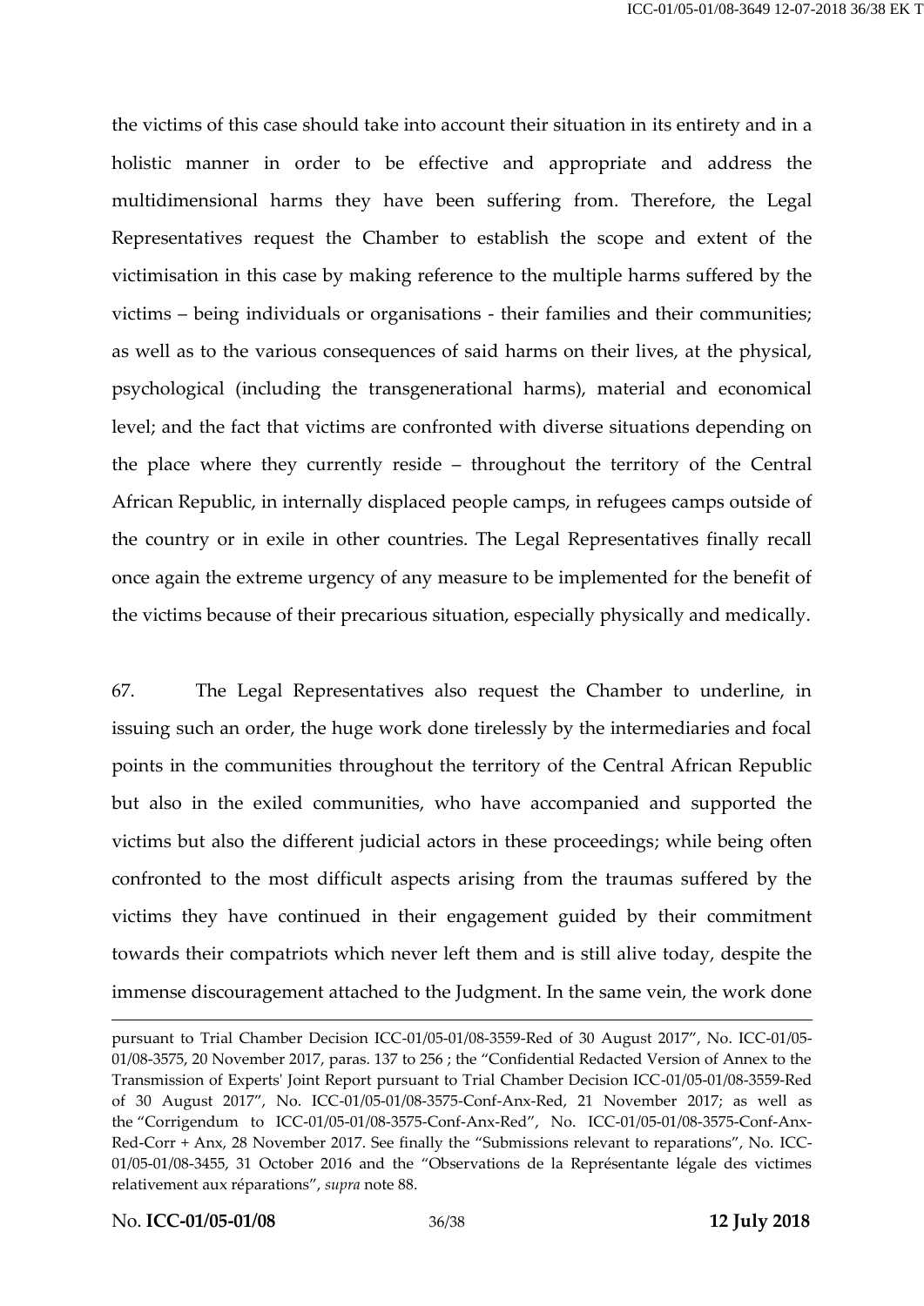the victims of this case should take into account their situation in its entirety and in a holistic manner in order to be effective and appropriate and address the multidimensional harms they have been suffering from. Therefore, the Legal Representatives request the Chamber to establish the scope and extent of the victimisation in this case by making reference to the multiple harms suffered by the victims – being individuals or organisations - their families and their communities; as well as to the various consequences of said harms on their lives, at the physical, psychological (including the transgenerational harms), material and economical level; and the fact that victims are confronted with diverse situations depending on the place where they currently reside – throughout the territory of the Central African Republic, in internally displaced people camps, in refugees camps outside of the country or in exile in other countries. The Legal Representatives finally recall once again the extreme urgency of any measure to be implemented for the benefit of the victims because of their precarious situation, especially physically and medically.

67. The Legal Representatives also request the Chamber to underline, in issuing such an order, the huge work done tirelessly by the intermediaries and focal points in the communities throughout the territory of the Central African Republic but also in the exiled communities, who have accompanied and supported the victims but also the different judicial actors in these proceedings; while being often confronted to the most difficult aspects arising from the traumas suffered by the victims they have continued in their engagement guided by their commitment towards their compatriots which never left them and is still alive today, despite the immense discouragement attached to the Judgment. In the same vein, the work done

---

pursuant to Trial Chamber Decision ICC-01/05-01/08-3559-Red of 30 August 2017", No. ICC-01/05-01/08-3575, 20 November 2017, paras. 137 to 256 ; the "Confidential Redacted Version of Annex to the Transmission of Experts' Joint Report pursuant to Trial Chamber Decision ICC-01/05-01/08-3559-Red of 30 August 2017", No. ICC-01/05-01/08-3575-Conf-Anx-Red, 21 November 2017; as well as the "Corrigendum to ICC-01/05-01/08-3575-Conf-Anx-Red", No. ICC-01/05-01/08-3575-Conf-Anx-Red-Corr + Anx, 28 November 2017. See finally the "Submissions relevant to reparations", No. ICC-01/05-01/08-3455, 31 October 2016 and the "Observations de la Représentante légale des victimes relativement aux réparations", *supra* note 88.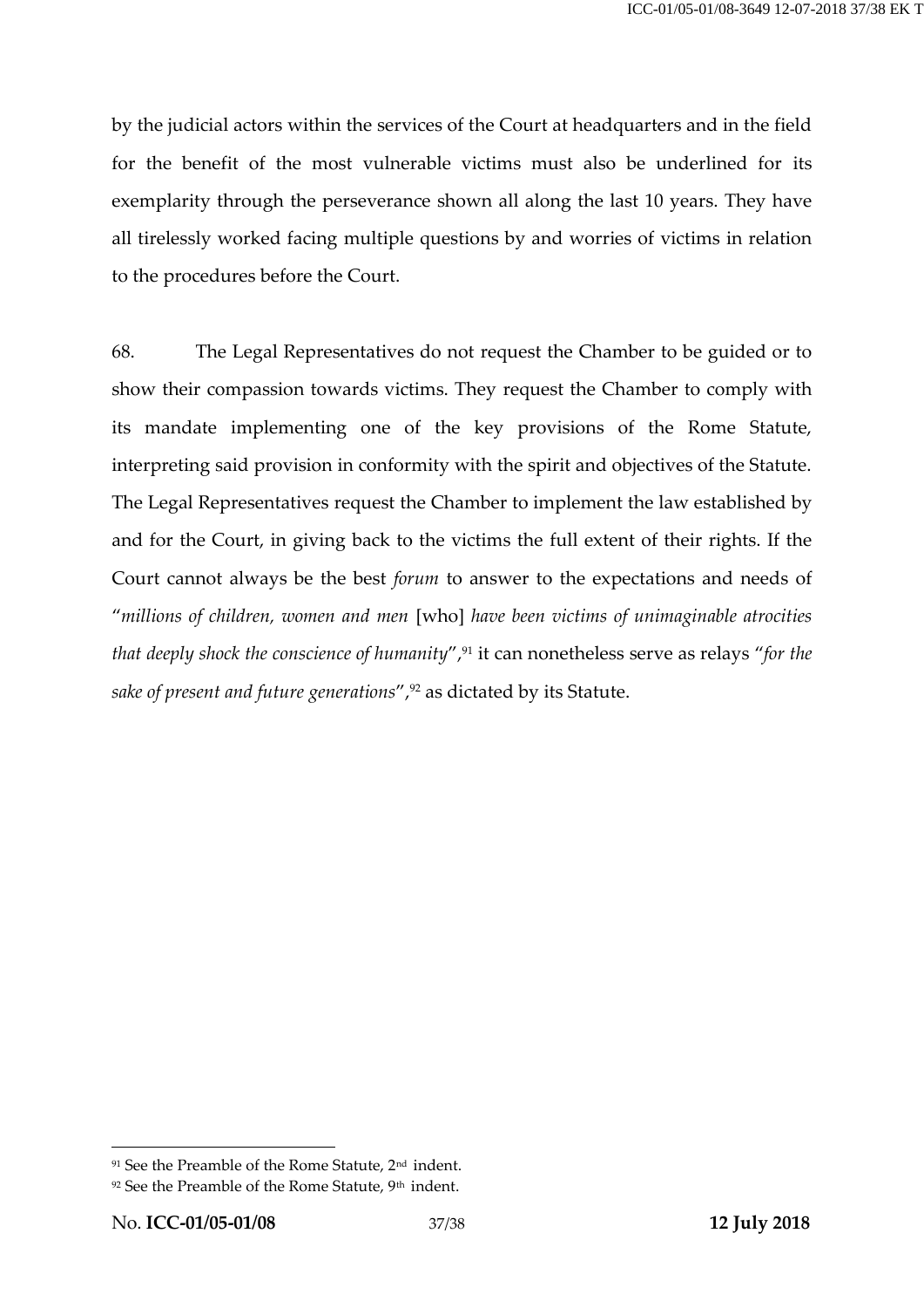by the judicial actors within the services of the Court at headquarters and in the field for the benefit of the most vulnerable victims must also be underlined for its exemplarity through the perseverance shown all along the last 10 years. They have all tirelessly worked facing multiple questions by and worries of victims in relation to the procedures before the Court.

68. The Legal Representatives do not request the Chamber to be guided or to show their compassion towards victims. They request the Chamber to comply with its mandate implementing one of the key provisions of the Rome Statute, interpreting said provision in conformity with the spirit and objectives of the Statute. The Legal Representatives request the Chamber to implement the law established by and for the Court, in giving back to the victims the full extent of their rights. If the Court cannot always be the best *forum* to answer to the expectations and needs of "*millions of children, women and men* [who] *have been victims of unimaginable atrocities that deeply shock the conscience of humanity*",[91] it can nonetheless serve as relays "*for the sake of present and future generations*",[92] as dictated by its Statute.

---

[91] See the Preamble of the Rome Statute, 2nd indent.

[92] See the Preamble of the Rome Statute, 9th indent.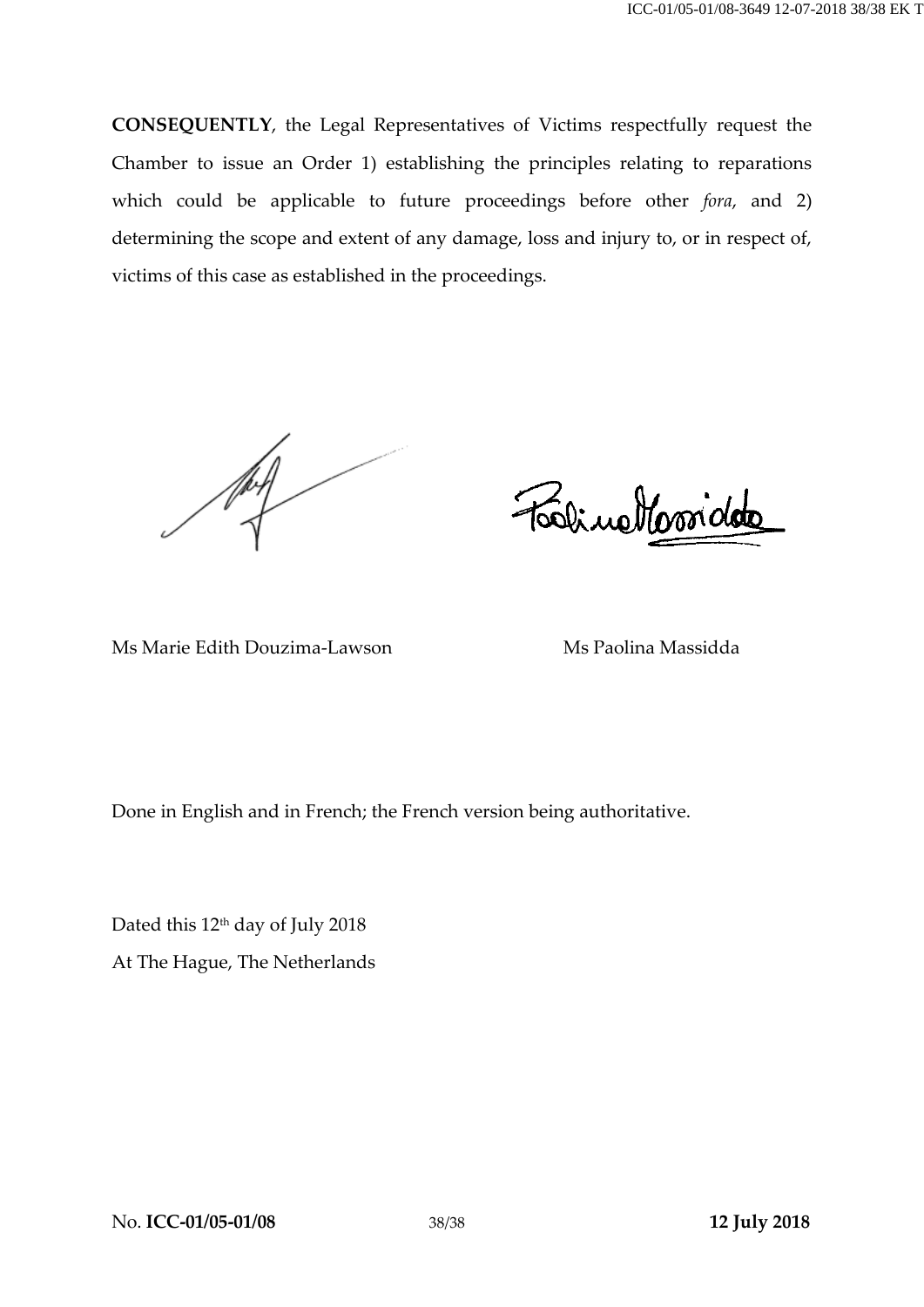**CONSEQUENTLY**, the Legal Representatives of Victims respectfully request the Chamber to issue an Order 1) establishing the principles relating to reparations which could be applicable to future proceedings before other *fora*, and 2) determining the scope and extent of any damage, loss and injury to, or in respect of, victims of this case as established in the proceedings.

Ms Marie Edith Douzima-Lawson

Ms Paolina Massidda

Done in English and in French; the French version being authoritative.

Dated this 12th day of July 2018

At The Hague, The Netherlands